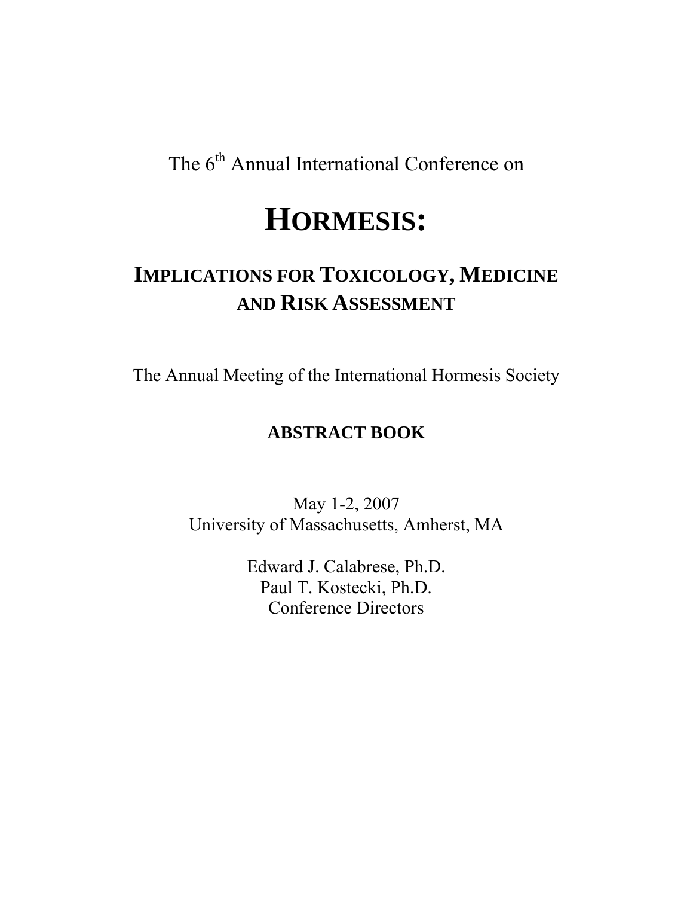The 6th Annual International Conference on

# HORMESIS:

## IMPLICATIONS FOR TOXICOLOGY, MEDICINE AND RISK ASSESSMENT

The Annual Meeting of the International Hormesis Society

**ABSTRACT BOOK**

May 1-2, 2007
University of Massachusetts, Amherst, MA

Edward J. Calabrese, Ph.D.
Paul T. Kostecki, Ph.D.
Conference Directors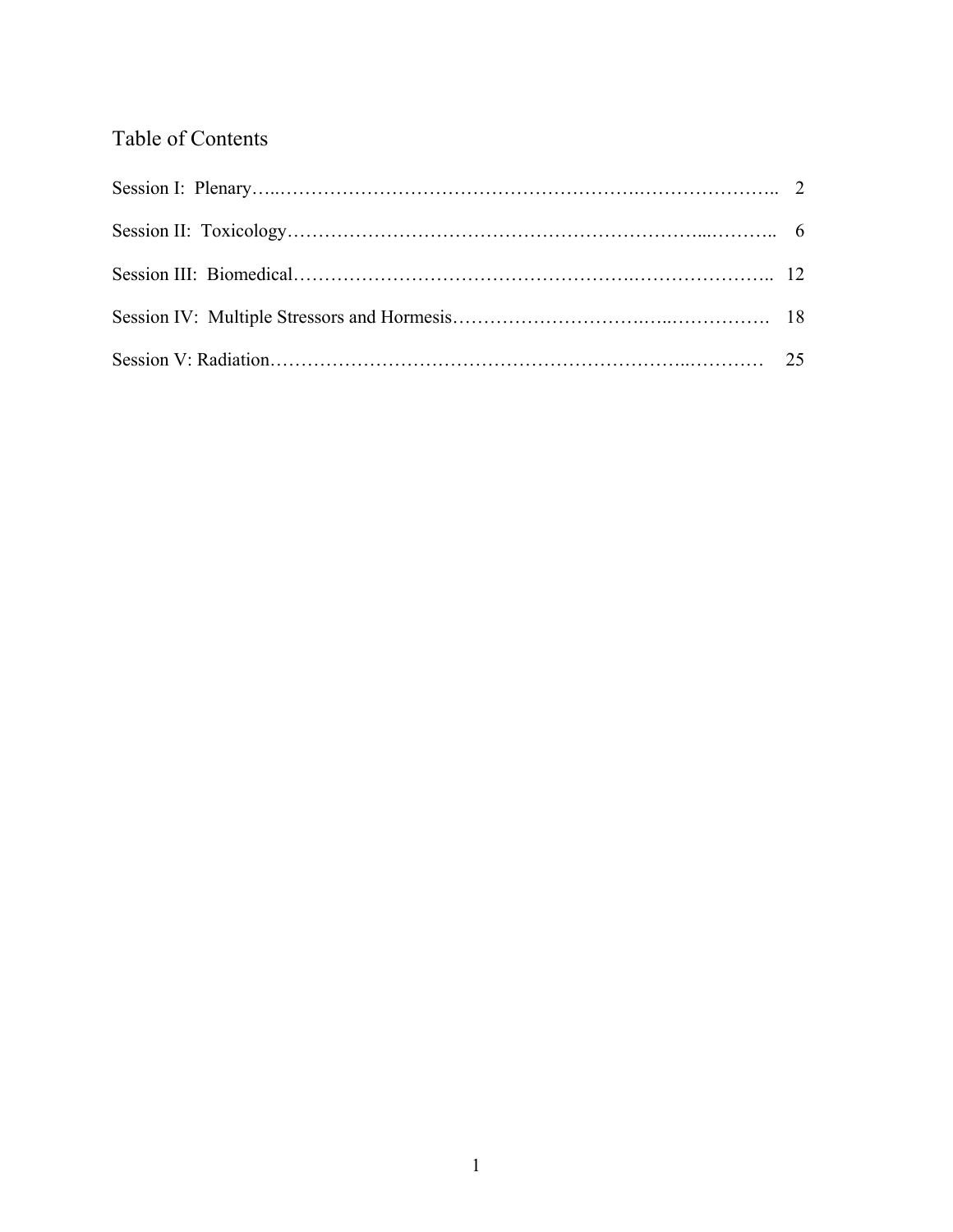# Table of Contents

| | |
|---|---|
| Session I: Plenary | 2 |
| Session II: Toxicology | 6 |
| Session III: Biomedical | 12 |
| Session IV: Multiple Stressors and Hormesis | 18 |
| Session V: Radiation | 25 |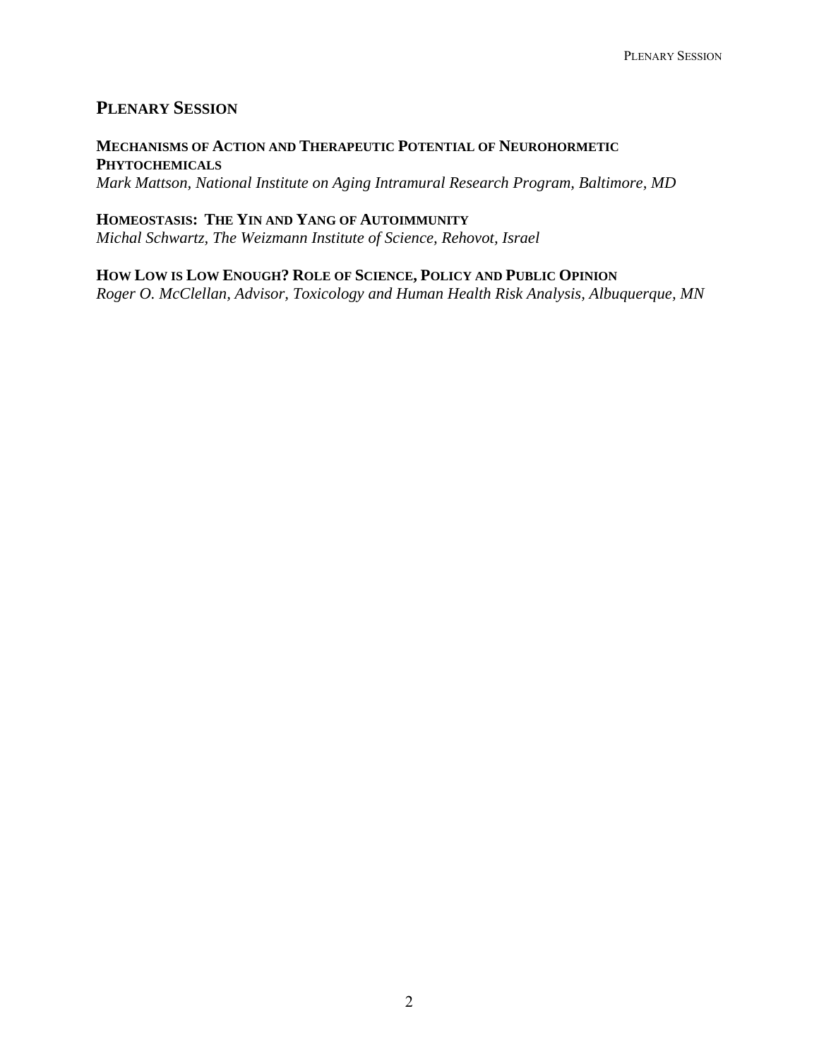## Plenary Session

### Mechanisms of Action and Therapeutic Potential of Neurohormetic Phytochemicals

*Mark Mattson, National Institute on Aging Intramural Research Program, Baltimore, MD*

### Homeostasis: The Yin and Yang of Autoimmunity

*Michal Schwartz, The Weizmann Institute of Science, Rehovot, Israel*

### How Low is Low Enough? Role of Science, Policy and Public Opinion

*Roger O. McClellan, Advisor, Toxicology and Human Health Risk Analysis, Albuquerque, MN*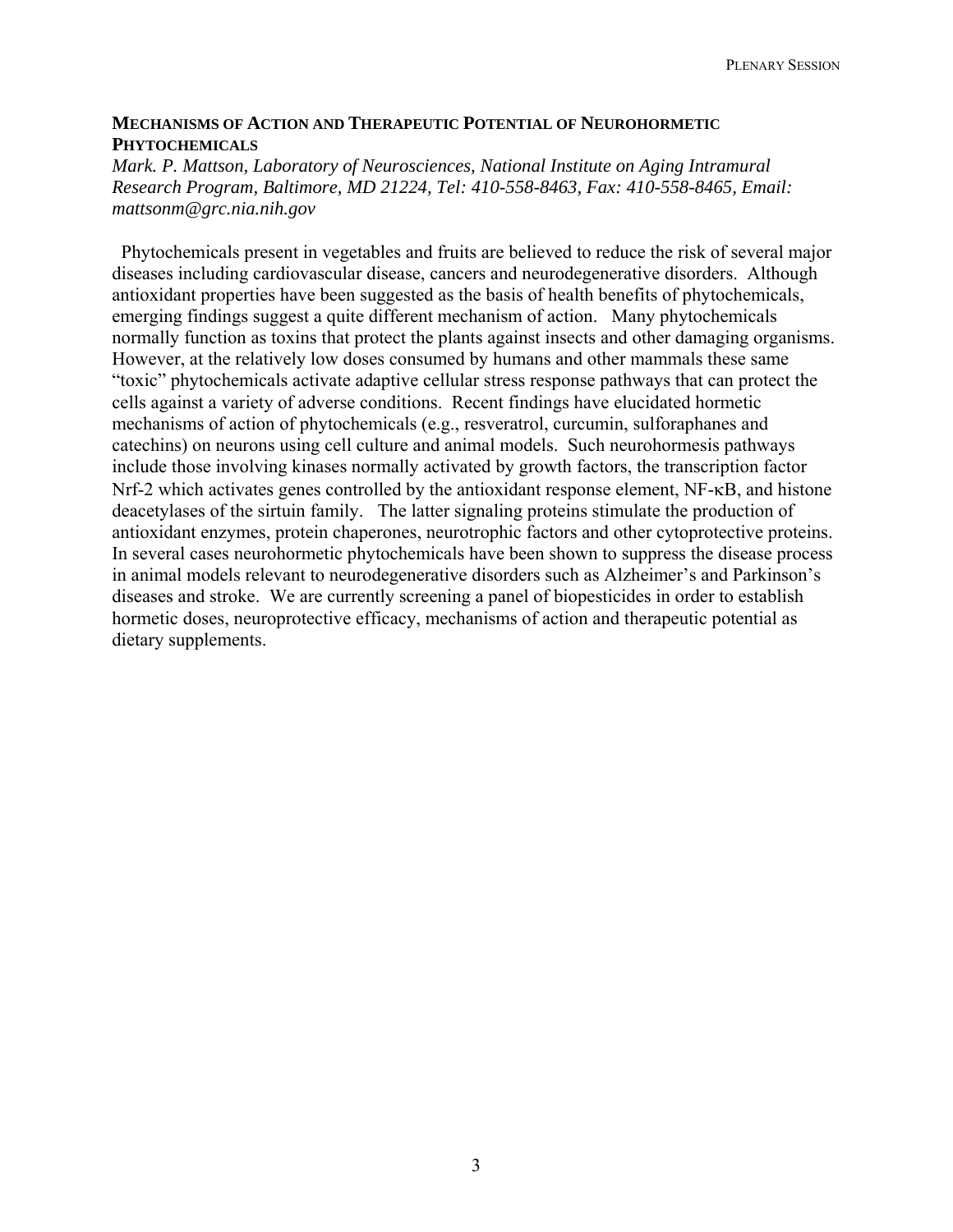## MECHANISMS OF ACTION AND THERAPEUTIC POTENTIAL OF NEUROHORMETIC PHYTOCHEMICALS

*Mark. P. Mattson, Laboratory of Neurosciences, National Institute on Aging Intramural Research Program, Baltimore, MD 21224, Tel: 410-558-8463, Fax: 410-558-8465, Email: mattsonm@grc.nia.nih.gov*

Phytochemicals present in vegetables and fruits are believed to reduce the risk of several major diseases including cardiovascular disease, cancers and neurodegenerative disorders. Although antioxidant properties have been suggested as the basis of health benefits of phytochemicals, emerging findings suggest a quite different mechanism of action. Many phytochemicals normally function as toxins that protect the plants against insects and other damaging organisms. However, at the relatively low doses consumed by humans and other mammals these same "toxic" phytochemicals activate adaptive cellular stress response pathways that can protect the cells against a variety of adverse conditions. Recent findings have elucidated hormetic mechanisms of action of phytochemicals (e.g., resveratrol, curcumin, sulforaphanes and catechins) on neurons using cell culture and animal models. Such neurohormesis pathways include those involving kinases normally activated by growth factors, the transcription factor Nrf-2 which activates genes controlled by the antioxidant response element, NF-κB, and histone deacetylases of the sirtuin family. The latter signaling proteins stimulate the production of antioxidant enzymes, protein chaperones, neurotrophic factors and other cytoprotective proteins. In several cases neurohormetic phytochemicals have been shown to suppress the disease process in animal models relevant to neurodegenerative disorders such as Alzheimer's and Parkinson's diseases and stroke. We are currently screening a panel of biopesticides in order to establish hormetic doses, neuroprotective efficacy, mechanisms of action and therapeutic potential as dietary supplements.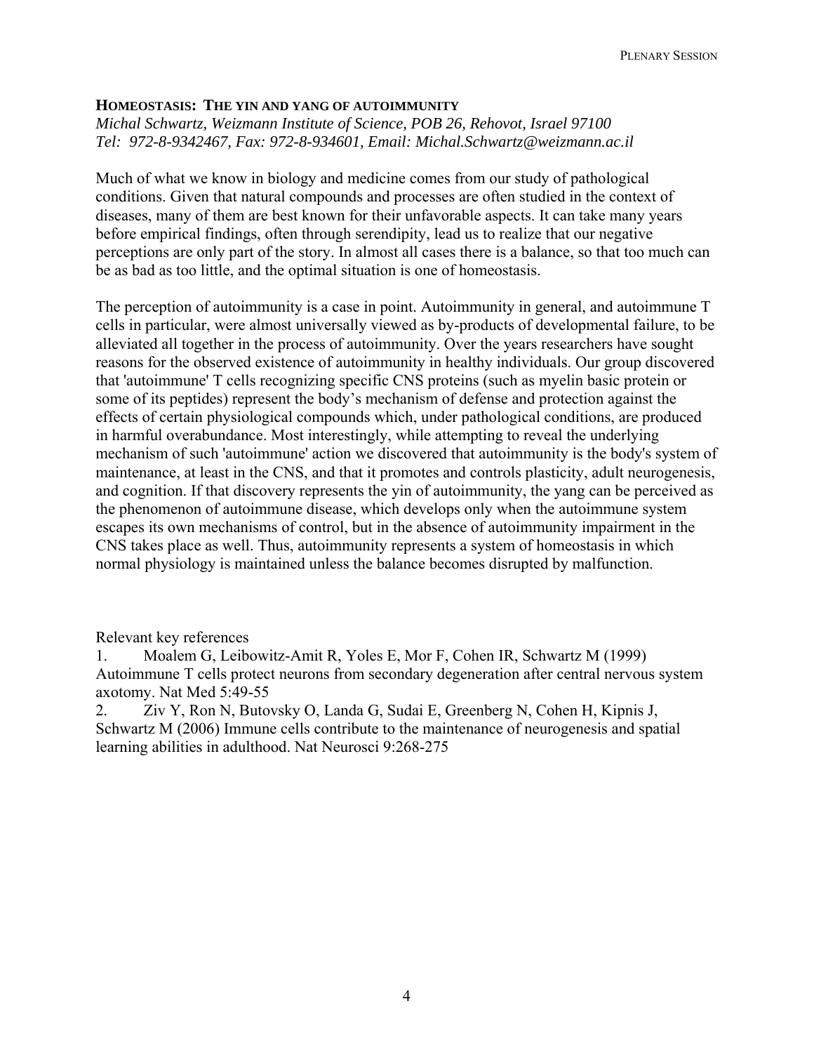### HOMEOSTASIS: THE YIN AND YANG OF AUTOIMMUNITY

*Michal Schwartz, Weizmann Institute of Science, POB 26, Rehovot, Israel 97100*
*Tel: 972-8-9342467, Fax: 972-8-934601, Email: Michal.Schwartz@weizmann.ac.il*

Much of what we know in biology and medicine comes from our study of pathological conditions. Given that natural compounds and processes are often studied in the context of diseases, many of them are best known for their unfavorable aspects. It can take many years before empirical findings, often through serendipity, lead us to realize that our negative perceptions are only part of the story. In almost all cases there is a balance, so that too much can be as bad as too little, and the optimal situation is one of homeostasis.

The perception of autoimmunity is a case in point. Autoimmunity in general, and autoimmune T cells in particular, were almost universally viewed as by-products of developmental failure, to be alleviated all together in the process of autoimmunity. Over the years researchers have sought reasons for the observed existence of autoimmunity in healthy individuals. Our group discovered that 'autoimmune' T cells recognizing specific CNS proteins (such as myelin basic protein or some of its peptides) represent the body's mechanism of defense and protection against the effects of certain physiological compounds which, under pathological conditions, are produced in harmful overabundance. Most interestingly, while attempting to reveal the underlying mechanism of such 'autoimmune' action we discovered that autoimmunity is the body's system of maintenance, at least in the CNS, and that it promotes and controls plasticity, adult neurogenesis, and cognition. If that discovery represents the yin of autoimmunity, the yang can be perceived as the phenomenon of autoimmune disease, which develops only when the autoimmune system escapes its own mechanisms of control, but in the absence of autoimmunity impairment in the CNS takes place as well. Thus, autoimmunity represents a system of homeostasis in which normal physiology is maintained unless the balance becomes disrupted by malfunction.

Relevant key references

1. Moalem G, Leibowitz-Amit R, Yoles E, Mor F, Cohen IR, Schwartz M (1999) Autoimmune T cells protect neurons from secondary degeneration after central nervous system axotomy. Nat Med 5:49-55
2. Ziv Y, Ron N, Butovsky O, Landa G, Sudai E, Greenberg N, Cohen H, Kipnis J, Schwartz M (2006) Immune cells contribute to the maintenance of neurogenesis and spatial learning abilities in adulthood. Nat Neurosci 9:268-275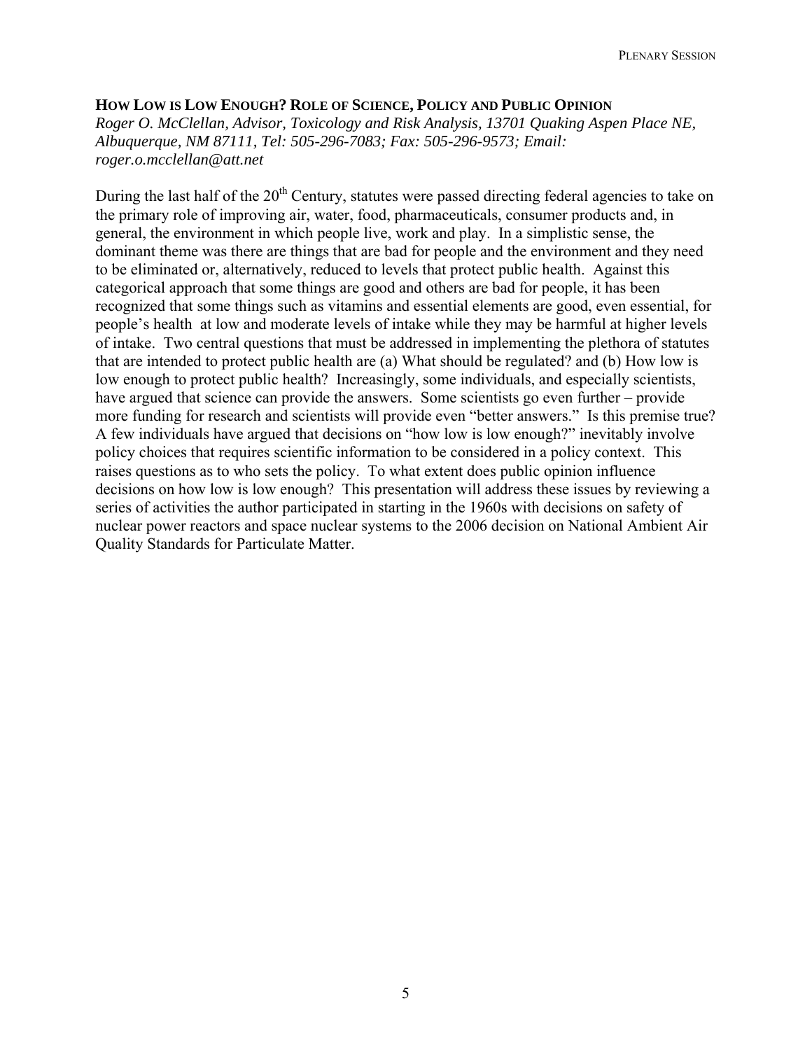## HOW LOW IS LOW ENOUGH? ROLE OF SCIENCE, POLICY AND PUBLIC OPINION

*Roger O. McClellan, Advisor, Toxicology and Risk Analysis, 13701 Quaking Aspen Place NE, Albuquerque, NM 87111, Tel: 505-296-7083; Fax: 505-296-9573; Email: roger.o.mcclellan@att.net*

During the last half of the 20th Century, statutes were passed directing federal agencies to take on the primary role of improving air, water, food, pharmaceuticals, consumer products and, in general, the environment in which people live, work and play. In a simplistic sense, the dominant theme was there are things that are bad for people and the environment and they need to be eliminated or, alternatively, reduced to levels that protect public health. Against this categorical approach that some things are good and others are bad for people, it has been recognized that some things such as vitamins and essential elements are good, even essential, for people's health at low and moderate levels of intake while they may be harmful at higher levels of intake. Two central questions that must be addressed in implementing the plethora of statutes that are intended to protect public health are (a) What should be regulated? and (b) How low is low enough to protect public health? Increasingly, some individuals, and especially scientists, have argued that science can provide the answers. Some scientists go even further – provide more funding for research and scientists will provide even "better answers." Is this premise true? A few individuals have argued that decisions on "how low is low enough?" inevitably involve policy choices that requires scientific information to be considered in a policy context. This raises questions as to who sets the policy. To what extent does public opinion influence decisions on how low is low enough? This presentation will address these issues by reviewing a series of activities the author participated in starting in the 1960s with decisions on safety of nuclear power reactors and space nuclear systems to the 2006 decision on National Ambient Air Quality Standards for Particulate Matter.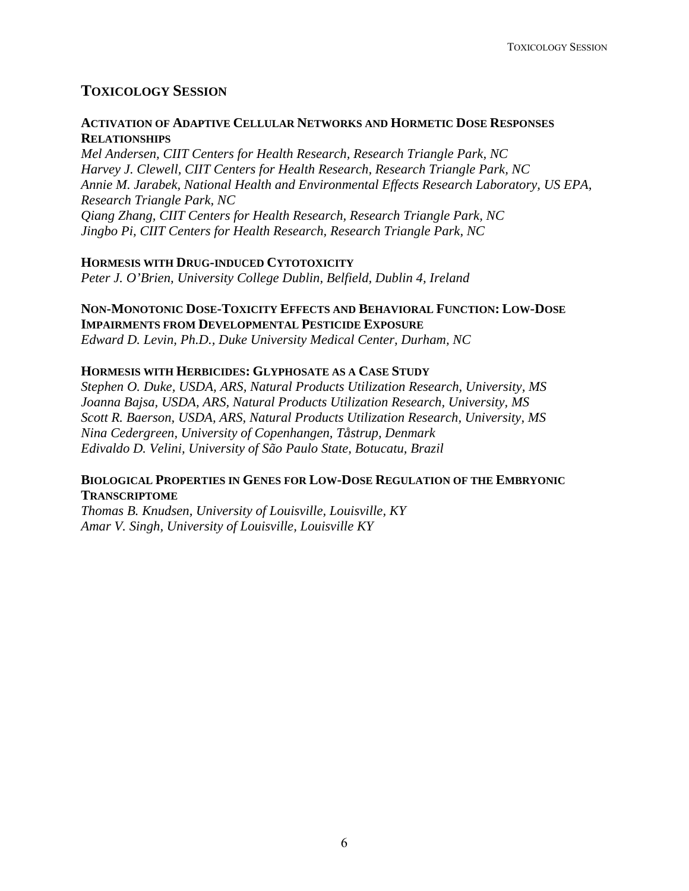## Toxicology Session

### Activation of Adaptive Cellular Networks and Hormetic Dose Responses Relationships

*Mel Andersen, CIIT Centers for Health Research, Research Triangle Park, NC*
*Harvey J. Clewell, CIIT Centers for Health Research, Research Triangle Park, NC*
*Annie M. Jarabek, National Health and Environmental Effects Research Laboratory, US EPA, Research Triangle Park, NC*
*Qiang Zhang, CIIT Centers for Health Research, Research Triangle Park, NC*
*Jingbo Pi, CIIT Centers for Health Research, Research Triangle Park, NC*

### Hormesis with Drug-induced Cytotoxicity

*Peter J. O'Brien, University College Dublin, Belfield, Dublin 4, Ireland*

### Non-Monotonic Dose-Toxicity Effects and Behavioral Function: Low-Dose Impairments from Developmental Pesticide Exposure

*Edward D. Levin, Ph.D., Duke University Medical Center, Durham, NC*

### Hormesis with Herbicides: Glyphosate as a Case Study

*Stephen O. Duke, USDA, ARS, Natural Products Utilization Research, University, MS*
*Joanna Bajsa, USDA, ARS, Natural Products Utilization Research, University, MS*
*Scott R. Baerson, USDA, ARS, Natural Products Utilization Research, University, MS*
*Nina Cedergreen, University of Copenhangen, Tåstrup, Denmark*
*Edivaldo D. Velini, University of São Paulo State, Botucatu, Brazil*

### Biological Properties in Genes for Low-Dose Regulation of the Embryonic Transcriptome

*Thomas B. Knudsen, University of Louisville, Louisville, KY*
*Amar V. Singh, University of Louisville, Louisville KY*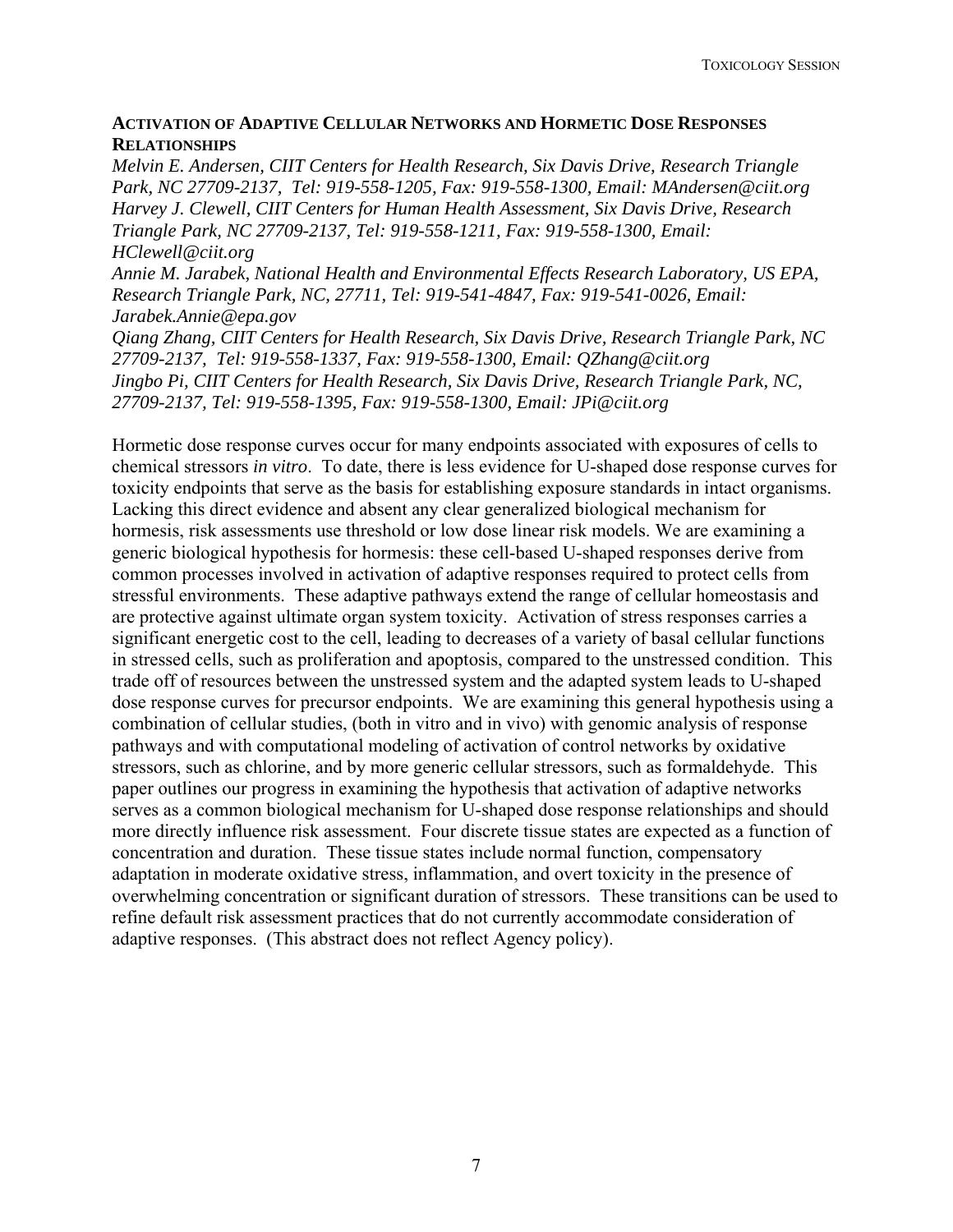**ACTIVATION OF ADAPTIVE CELLULAR NETWORKS AND HORMETIC DOSE RESPONSES RELATIONSHIPS**

*Melvin E. Andersen, CIIT Centers for Health Research, Six Davis Drive, Research Triangle Park, NC 27709-2137, Tel: 919-558-1205, Fax: 919-558-1300, Email: MAndersen@ciit.org*
*Harvey J. Clewell, CIIT Centers for Human Health Assessment, Six Davis Drive, Research Triangle Park, NC 27709-2137, Tel: 919-558-1211, Fax: 919-558-1300, Email: HClewell@ciit.org*
*Annie M. Jarabek, National Health and Environmental Effects Research Laboratory, US EPA, Research Triangle Park, NC, 27711, Tel: 919-541-4847, Fax: 919-541-0026, Email: Jarabek.Annie@epa.gov*
*Qiang Zhang, CIIT Centers for Health Research, Six Davis Drive, Research Triangle Park, NC 27709-2137, Tel: 919-558-1337, Fax: 919-558-1300, Email: QZhang@ciit.org*
*Jingbo Pi, CIIT Centers for Health Research, Six Davis Drive, Research Triangle Park, NC, 27709-2137, Tel: 919-558-1395, Fax: 919-558-1300, Email: JPi@ciit.org*

Hormetic dose response curves occur for many endpoints associated with exposures of cells to chemical stressors *in vitro*. To date, there is less evidence for U-shaped dose response curves for toxicity endpoints that serve as the basis for establishing exposure standards in intact organisms. Lacking this direct evidence and absent any clear generalized biological mechanism for hormesis, risk assessments use threshold or low dose linear risk models. We are examining a generic biological hypothesis for hormesis: these cell-based U-shaped responses derive from common processes involved in activation of adaptive responses required to protect cells from stressful environments. These adaptive pathways extend the range of cellular homeostasis and are protective against ultimate organ system toxicity. Activation of stress responses carries a significant energetic cost to the cell, leading to decreases of a variety of basal cellular functions in stressed cells, such as proliferation and apoptosis, compared to the unstressed condition. This trade off of resources between the unstressed system and the adapted system leads to U-shaped dose response curves for precursor endpoints. We are examining this general hypothesis using a combination of cellular studies, (both in vitro and in vivo) with genomic analysis of response pathways and with computational modeling of activation of control networks by oxidative stressors, such as chlorine, and by more generic cellular stressors, such as formaldehyde. This paper outlines our progress in examining the hypothesis that activation of adaptive networks serves as a common biological mechanism for U-shaped dose response relationships and should more directly influence risk assessment. Four discrete tissue states are expected as a function of concentration and duration. These tissue states include normal function, compensatory adaptation in moderate oxidative stress, inflammation, and overt toxicity in the presence of overwhelming concentration or significant duration of stressors. These transitions can be used to refine default risk assessment practices that do not currently accommodate consideration of adaptive responses. (This abstract does not reflect Agency policy).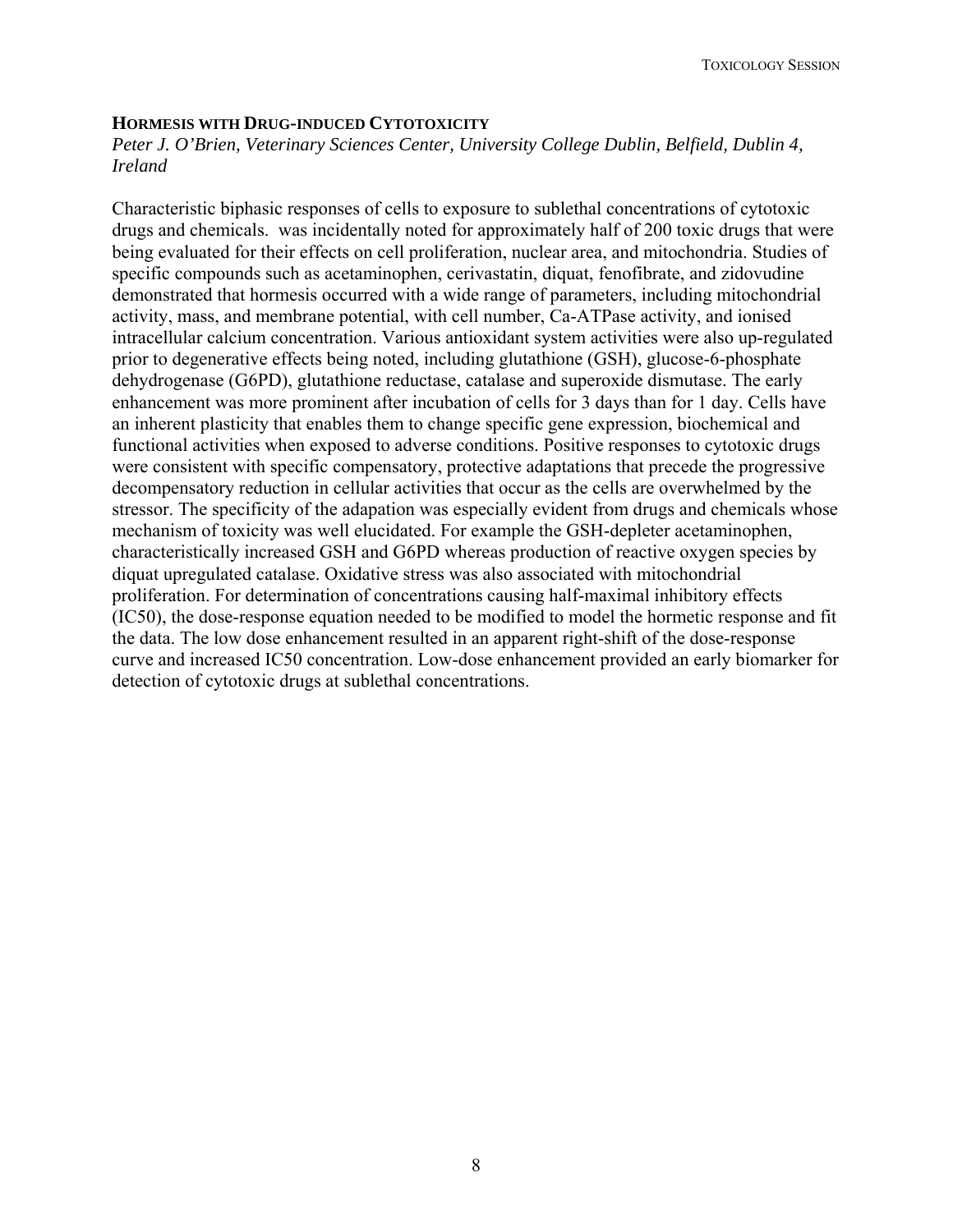### HORMESIS WITH DRUG-INDUCED CYTOTOXICITY

*Peter J. O'Brien, Veterinary Sciences Center, University College Dublin, Belfield, Dublin 4, Ireland*

Characteristic biphasic responses of cells to exposure to sublethal concentrations of cytotoxic drugs and chemicals.  was incidentally noted for approximately half of 200 toxic drugs that were being evaluated for their effects on cell proliferation, nuclear area, and mitochondria. Studies of specific compounds such as acetaminophen, cerivastatin, diquat, fenofibrate, and zidovudine demonstrated that hormesis occurred with a wide range of parameters, including mitochondrial activity, mass, and membrane potential, with cell number, Ca-ATPase activity, and ionised intracellular calcium concentration. Various antioxidant system activities were also up-regulated prior to degenerative effects being noted, including glutathione (GSH), glucose-6-phosphate dehydrogenase (G6PD), glutathione reductase, catalase and superoxide dismutase. The early enhancement was more prominent after incubation of cells for 3 days than for 1 day. Cells have an inherent plasticity that enables them to change specific gene expression, biochemical and functional activities when exposed to adverse conditions. Positive responses to cytotoxic drugs were consistent with specific compensatory, protective adaptations that precede the progressive decompensatory reduction in cellular activities that occur as the cells are overwhelmed by the stressor. The specificity of the adapation was especially evident from drugs and chemicals whose mechanism of toxicity was well elucidated. For example the GSH-depleter acetaminophen, characteristically increased GSH and G6PD whereas production of reactive oxygen species by diquat upregulated catalase. Oxidative stress was also associated with mitochondrial proliferation. For determination of concentrations causing half-maximal inhibitory effects (IC50), the dose-response equation needed to be modified to model the hormetic response and fit the data. The low dose enhancement resulted in an apparent right-shift of the dose-response curve and increased IC50 concentration. Low-dose enhancement provided an early biomarker for detection of cytotoxic drugs at sublethal concentrations.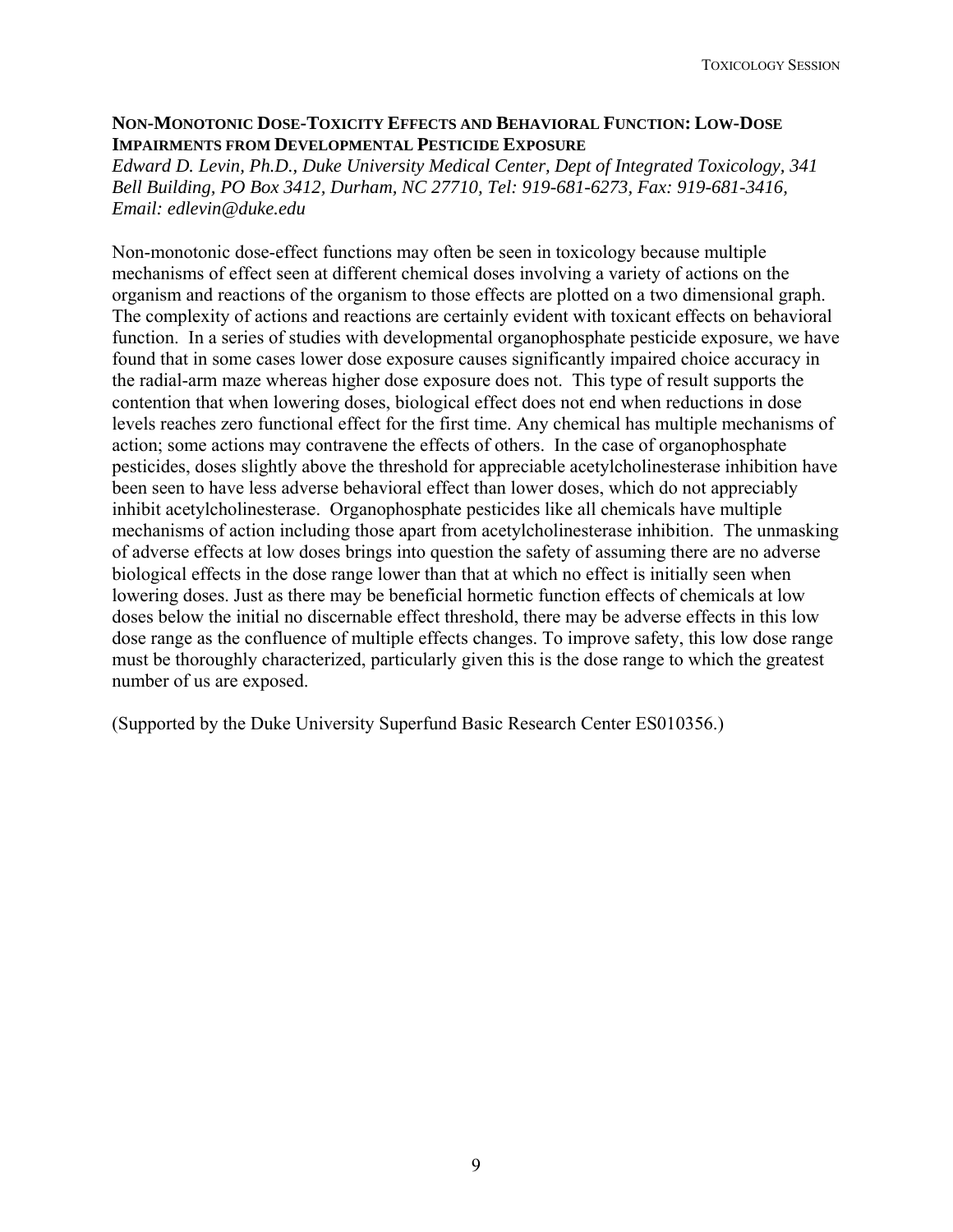## Non-Monotonic Dose-Toxicity Effects and Behavioral Function: Low-Dose Impairments from Developmental Pesticide Exposure

*Edward D. Levin, Ph.D., Duke University Medical Center, Dept of Integrated Toxicology, 341 Bell Building, PO Box 3412, Durham, NC 27710, Tel: 919-681-6273, Fax: 919-681-3416, Email: edlevin@duke.edu*

Non-monotonic dose-effect functions may often be seen in toxicology because multiple mechanisms of effect seen at different chemical doses involving a variety of actions on the organism and reactions of the organism to those effects are plotted on a two dimensional graph. The complexity of actions and reactions are certainly evident with toxicant effects on behavioral function. In a series of studies with developmental organophosphate pesticide exposure, we have found that in some cases lower dose exposure causes significantly impaired choice accuracy in the radial-arm maze whereas higher dose exposure does not. This type of result supports the contention that when lowering doses, biological effect does not end when reductions in dose levels reaches zero functional effect for the first time. Any chemical has multiple mechanisms of action; some actions may contravene the effects of others. In the case of organophosphate pesticides, doses slightly above the threshold for appreciable acetylcholinesterase inhibition have been seen to have less adverse behavioral effect than lower doses, which do not appreciably inhibit acetylcholinesterase. Organophosphate pesticides like all chemicals have multiple mechanisms of action including those apart from acetylcholinesterase inhibition. The unmasking of adverse effects at low doses brings into question the safety of assuming there are no adverse biological effects in the dose range lower than that at which no effect is initially seen when lowering doses. Just as there may be beneficial hormetic function effects of chemicals at low doses below the initial no discernable effect threshold, there may be adverse effects in this low dose range as the confluence of multiple effects changes. To improve safety, this low dose range must be thoroughly characterized, particularly given this is the dose range to which the greatest number of us are exposed.

(Supported by the Duke University Superfund Basic Research Center ES010356.)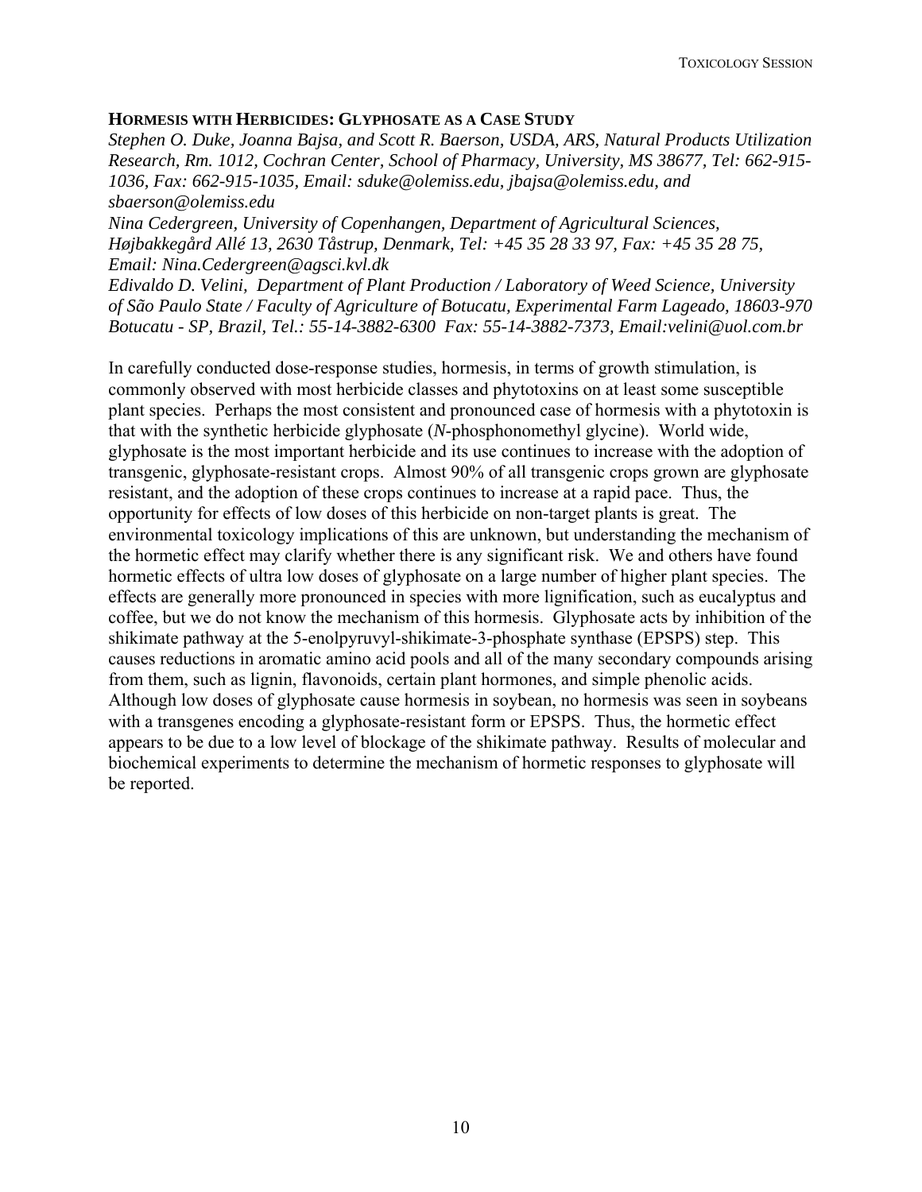### Hormesis with Herbicides: Glyphosate as a Case Study

*Stephen O. Duke, Joanna Bajsa, and Scott R. Baerson, USDA, ARS, Natural Products Utilization Research, Rm. 1012, Cochran Center, School of Pharmacy, University, MS 38677, Tel: 662-915-1036, Fax: 662-915-1035, Email: sduke@olemiss.edu, jbajsa@olemiss.edu, and sbaerson@olemiss.edu*

*Nina Cedergreen, University of Copenhagen, Department of Agricultural Sciences, Højbakkegård Allé 13, 2630 Tåstrup, Denmark, Tel: +45 35 28 33 97, Fax: +45 35 28 75, Email: Nina.Cedergreen@agsci.kvl.dk*

*Edivaldo D. Velini, Department of Plant Production / Laboratory of Weed Science, University of São Paulo State / Faculty of Agriculture of Botucatu, Experimental Farm Lageado, 18603-970 Botucatu - SP, Brazil, Tel.: 55-14-3882-6300 Fax: 55-14-3882-7373, Email:velini@uol.com.br*

In carefully conducted dose-response studies, hormesis, in terms of growth stimulation, is commonly observed with most herbicide classes and phytotoxins on at least some susceptible plant species. Perhaps the most consistent and pronounced case of hormesis with a phytotoxin is that with the synthetic herbicide glyphosate (*N*-phosphonomethyl glycine). World wide, glyphosate is the most important herbicide and its use continues to increase with the adoption of transgenic, glyphosate-resistant crops. Almost 90% of all transgenic crops grown are glyphosate resistant, and the adoption of these crops continues to increase at a rapid pace. Thus, the opportunity for effects of low doses of this herbicide on non-target plants is great. The environmental toxicology implications of this are unknown, but understanding the mechanism of the hormetic effect may clarify whether there is any significant risk. We and others have found hormetic effects of ultra low doses of glyphosate on a large number of higher plant species. The effects are generally more pronounced in species with more lignification, such as eucalyptus and coffee, but we do not know the mechanism of this hormesis. Glyphosate acts by inhibition of the shikimate pathway at the 5-enolpyruvyl-shikimate-3-phosphate synthase (EPSPS) step. This causes reductions in aromatic amino acid pools and all of the many secondary compounds arising from them, such as lignin, flavonoids, certain plant hormones, and simple phenolic acids. Although low doses of glyphosate cause hormesis in soybean, no hormesis was seen in soybeans with a transgenes encoding a glyphosate-resistant form or EPSPS. Thus, the hormetic effect appears to be due to a low level of blockage of the shikimate pathway. Results of molecular and biochemical experiments to determine the mechanism of hormetic responses to glyphosate will be reported.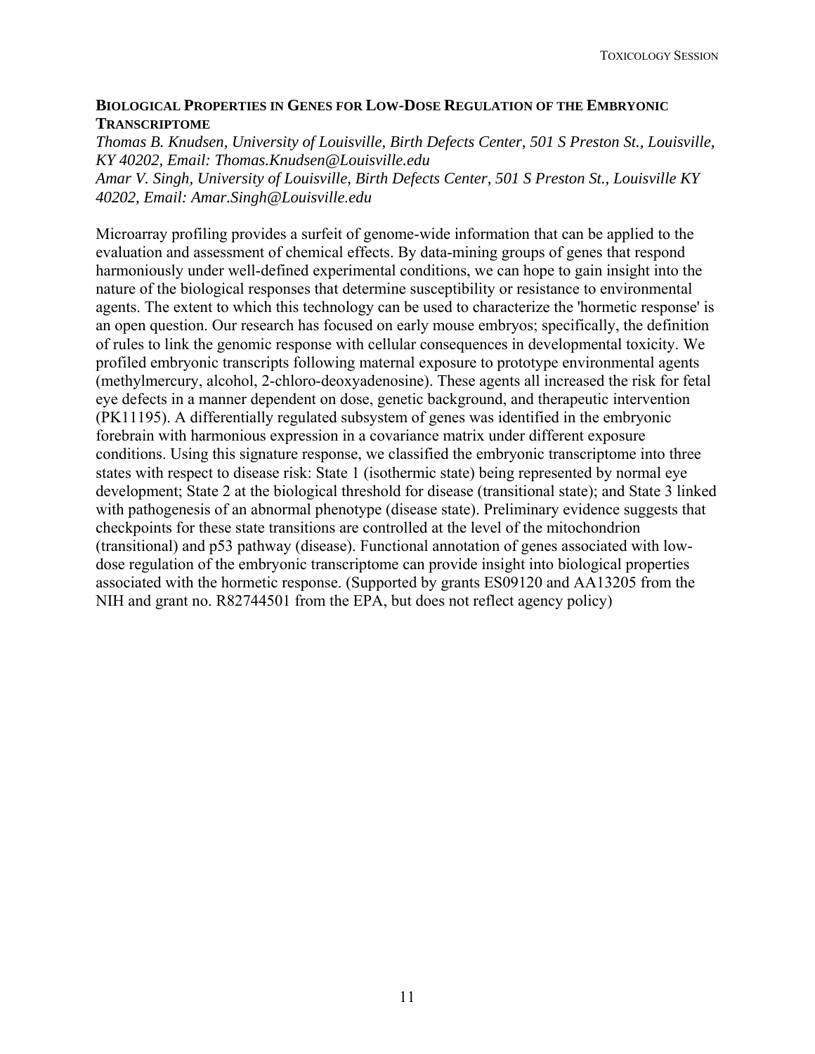## BIOLOGICAL PROPERTIES IN GENES FOR LOW-DOSE REGULATION OF THE EMBRYONIC TRANSCRIPTOME

*Thomas B. Knudsen, University of Louisville, Birth Defects Center, 501 S Preston St., Louisville, KY 40202, Email: Thomas.Knudsen@Louisville.edu*
*Amar V. Singh, University of Louisville, Birth Defects Center, 501 S Preston St., Louisville KY 40202, Email: Amar.Singh@Louisville.edu*

Microarray profiling provides a surfeit of genome-wide information that can be applied to the evaluation and assessment of chemical effects. By data-mining groups of genes that respond harmoniously under well-defined experimental conditions, we can hope to gain insight into the nature of the biological responses that determine susceptibility or resistance to environmental agents. The extent to which this technology can be used to characterize the 'hormetic response' is an open question. Our research has focused on early mouse embryos; specifically, the definition of rules to link the genomic response with cellular consequences in developmental toxicity. We profiled embryonic transcripts following maternal exposure to prototype environmental agents (methylmercury, alcohol, 2-chloro-deoxyadenosine). These agents all increased the risk for fetal eye defects in a manner dependent on dose, genetic background, and therapeutic intervention (PK11195). A differentially regulated subsystem of genes was identified in the embryonic forebrain with harmonious expression in a covariance matrix under different exposure conditions. Using this signature response, we classified the embryonic transcriptome into three states with respect to disease risk: State 1 (isothermic state) being represented by normal eye development; State 2 at the biological threshold for disease (transitional state); and State 3 linked with pathogenesis of an abnormal phenotype (disease state). Preliminary evidence suggests that checkpoints for these state transitions are controlled at the level of the mitochondrion (transitional) and p53 pathway (disease). Functional annotation of genes associated with low-dose regulation of the embryonic transcriptome can provide insight into biological properties associated with the hormetic response. (Supported by grants ES09120 and AA13205 from the NIH and grant no. R82744501 from the EPA, but does not reflect agency policy)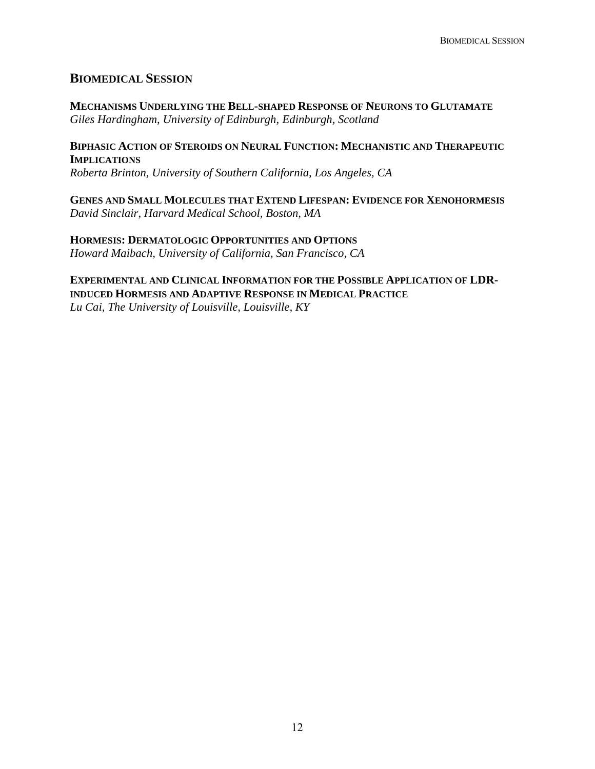## BIOMEDICAL SESSION

**MECHANISMS UNDERLYING THE BELL-SHAPED RESPONSE OF NEURONS TO GLUTAMATE**
*Giles Hardingham, University of Edinburgh, Edinburgh, Scotland*

**BIPHASIC ACTION OF STEROIDS ON NEURAL FUNCTION: MECHANISTIC AND THERAPEUTIC IMPLICATIONS**
*Roberta Brinton, University of Southern California, Los Angeles, CA*

**GENES AND SMALL MOLECULES THAT EXTEND LIFESPAN: EVIDENCE FOR XENOHORMESIS**
*David Sinclair, Harvard Medical School, Boston, MA*

**HORMESIS: DERMATOLOGIC OPPORTUNITIES AND OPTIONS**
*Howard Maibach, University of California, San Francisco, CA*

**EXPERIMENTAL AND CLINICAL INFORMATION FOR THE POSSIBLE APPLICATION OF LDR-INDUCED HORMESIS AND ADAPTIVE RESPONSE IN MEDICAL PRACTICE**
*Lu Cai, The University of Louisville, Louisville, KY*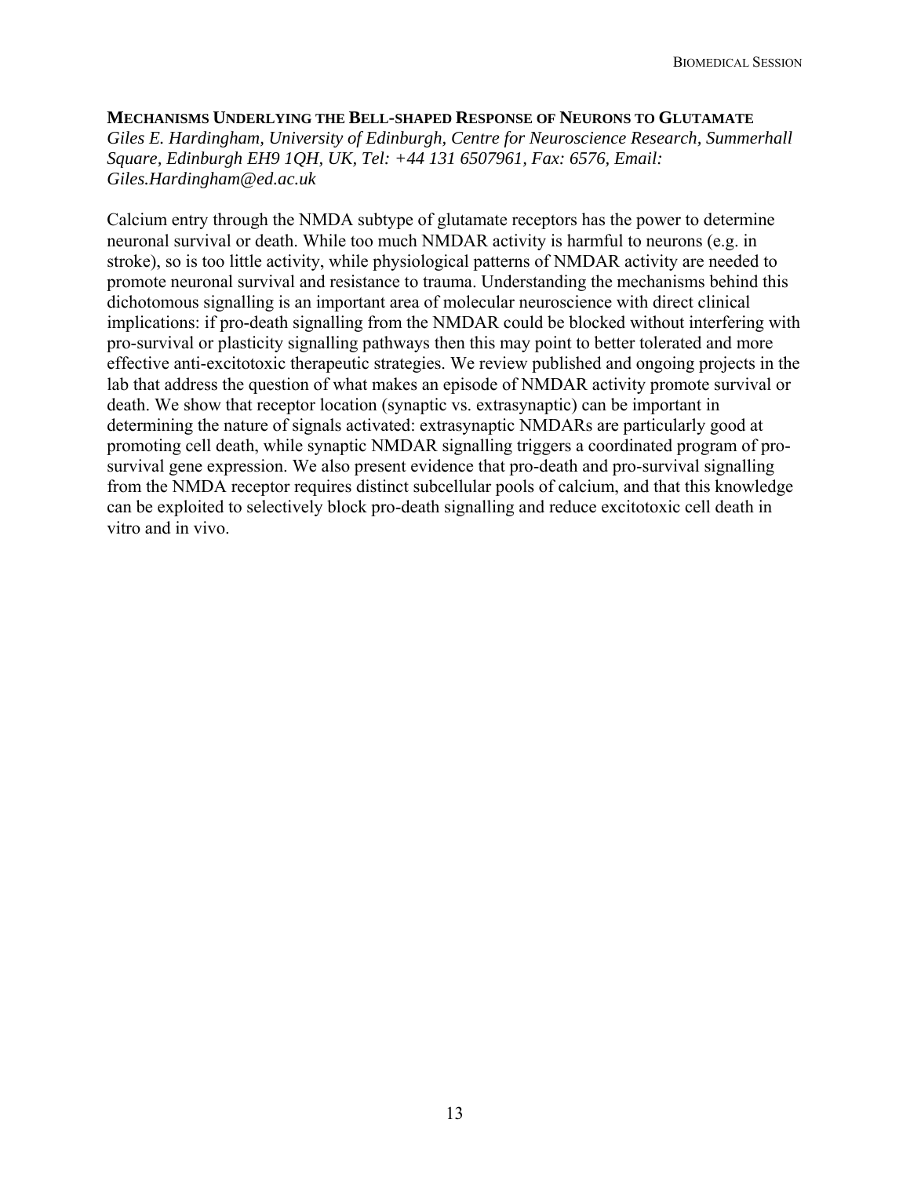### **MECHANISMS UNDERLYING THE BELL-SHAPED RESPONSE OF NEURONS TO GLUTAMATE**

*Giles E. Hardingham, University of Edinburgh, Centre for Neuroscience Research, Summerhall Square, Edinburgh EH9 1QH, UK, Tel: +44 131 6507961, Fax: 6576, Email: Giles.Hardingham@ed.ac.uk*

Calcium entry through the NMDA subtype of glutamate receptors has the power to determine neuronal survival or death. While too much NMDAR activity is harmful to neurons (e.g. in stroke), so is too little activity, while physiological patterns of NMDAR activity are needed to promote neuronal survival and resistance to trauma. Understanding the mechanisms behind this dichotomous signalling is an important area of molecular neuroscience with direct clinical implications: if pro-death signalling from the NMDAR could be blocked without interfering with pro-survival or plasticity signalling pathways then this may point to better tolerated and more effective anti-excitotoxic therapeutic strategies. We review published and ongoing projects in the lab that address the question of what makes an episode of NMDAR activity promote survival or death. We show that receptor location (synaptic vs. extrasynaptic) can be important in determining the nature of signals activated: extrasynaptic NMDARs are particularly good at promoting cell death, while synaptic NMDAR signalling triggers a coordinated program of pro-survival gene expression. We also present evidence that pro-death and pro-survival signalling from the NMDA receptor requires distinct subcellular pools of calcium, and that this knowledge can be exploited to selectively block pro-death signalling and reduce excitotoxic cell death in vitro and in vivo.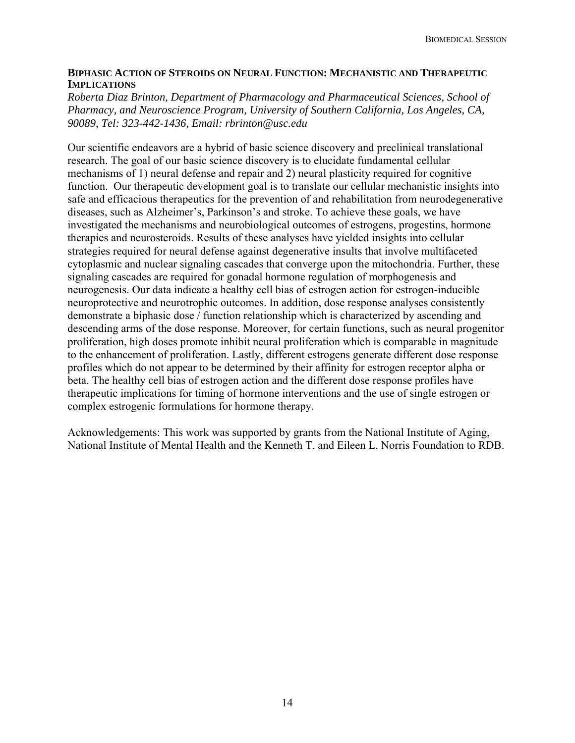**BIPHASIC ACTION OF STEROIDS ON NEURAL FUNCTION: MECHANISTIC AND THERAPEUTIC IMPLICATIONS**

*Roberta Diaz Brinton, Department of Pharmacology and Pharmaceutical Sciences, School of Pharmacy, and Neuroscience Program, University of Southern California, Los Angeles, CA, 90089, Tel: 323-442-1436, Email: rbrinton@usc.edu*

Our scientific endeavors are a hybrid of basic science discovery and preclinical translational research. The goal of our basic science discovery is to elucidate fundamental cellular mechanisms of 1) neural defense and repair and 2) neural plasticity required for cognitive function. Our therapeutic development goal is to translate our cellular mechanistic insights into safe and efficacious therapeutics for the prevention of and rehabilitation from neurodegenerative diseases, such as Alzheimer's, Parkinson's and stroke. To achieve these goals, we have investigated the mechanisms and neurobiological outcomes of estrogens, progestins, hormone therapies and neurosteroids. Results of these analyses have yielded insights into cellular strategies required for neural defense against degenerative insults that involve multifaceted cytoplasmic and nuclear signaling cascades that converge upon the mitochondria. Further, these signaling cascades are required for gonadal hormone regulation of morphogenesis and neurogenesis. Our data indicate a healthy cell bias of estrogen action for estrogen-inducible neuroprotective and neurotrophic outcomes. In addition, dose response analyses consistently demonstrate a biphasic dose / function relationship which is characterized by ascending and descending arms of the dose response. Moreover, for certain functions, such as neural progenitor proliferation, high doses promote inhibit neural proliferation which is comparable in magnitude to the enhancement of proliferation. Lastly, different estrogens generate different dose response profiles which do not appear to be determined by their affinity for estrogen receptor alpha or beta. The healthy cell bias of estrogen action and the different dose response profiles have therapeutic implications for timing of hormone interventions and the use of single estrogen or complex estrogenic formulations for hormone therapy.

Acknowledgements: This work was supported by grants from the National Institute of Aging, National Institute of Mental Health and the Kenneth T. and Eileen L. Norris Foundation to RDB.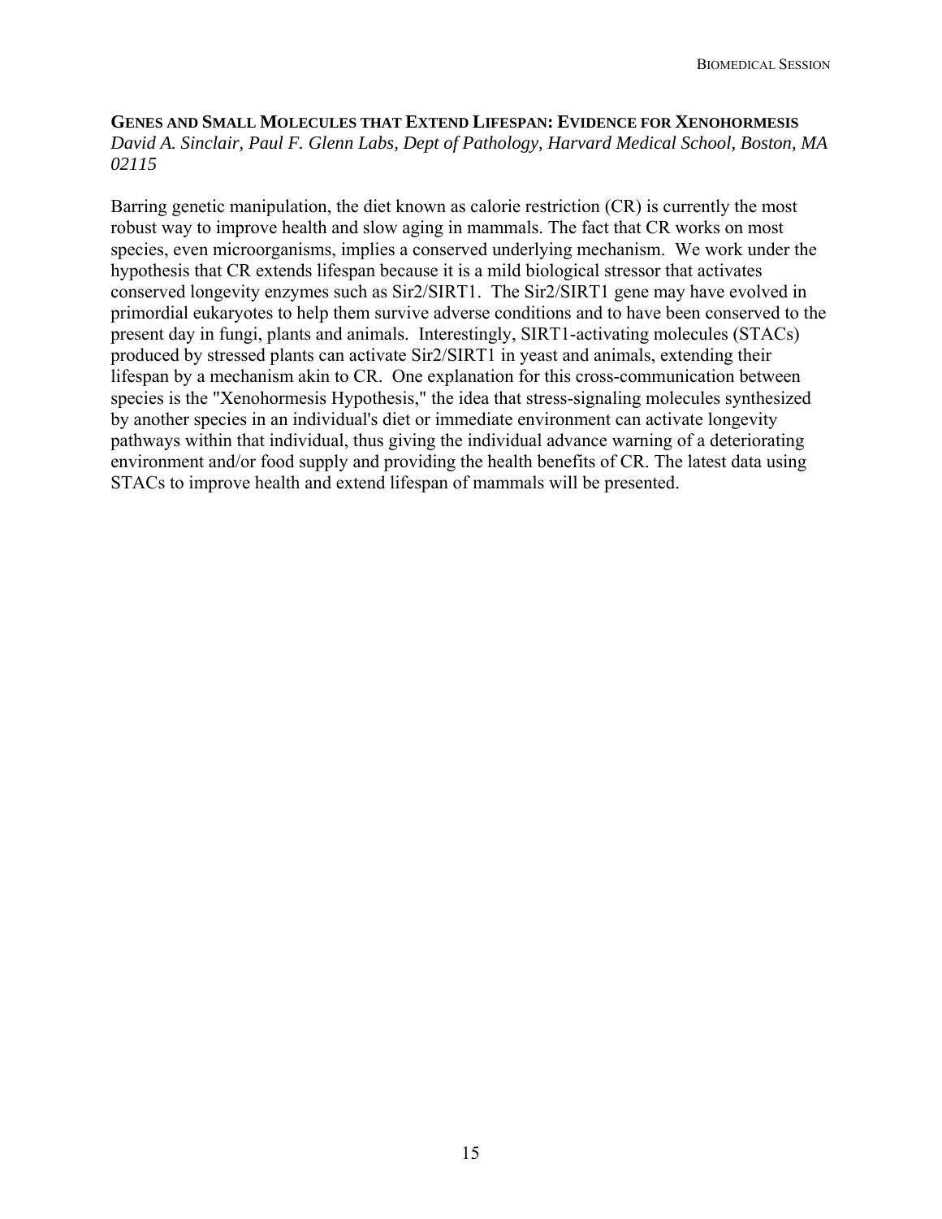## GENES AND SMALL MOLECULES THAT EXTEND LIFESPAN: EVIDENCE FOR XENOHORMESIS

*David A. Sinclair, Paul F. Glenn Labs, Dept of Pathology, Harvard Medical School, Boston, MA 02115*

Barring genetic manipulation, the diet known as calorie restriction (CR) is currently the most robust way to improve health and slow aging in mammals. The fact that CR works on most species, even microorganisms, implies a conserved underlying mechanism. We work under the hypothesis that CR extends lifespan because it is a mild biological stressor that activates conserved longevity enzymes such as Sir2/SIRT1. The Sir2/SIRT1 gene may have evolved in primordial eukaryotes to help them survive adverse conditions and to have been conserved to the present day in fungi, plants and animals. Interestingly, SIRT1-activating molecules (STACs) produced by stressed plants can activate Sir2/SIRT1 in yeast and animals, extending their lifespan by a mechanism akin to CR. One explanation for this cross-communication between species is the "Xenohormesis Hypothesis," the idea that stress-signaling molecules synthesized by another species in an individual's diet or immediate environment can activate longevity pathways within that individual, thus giving the individual advance warning of a deteriorating environment and/or food supply and providing the health benefits of CR. The latest data using STACs to improve health and extend lifespan of mammals will be presented.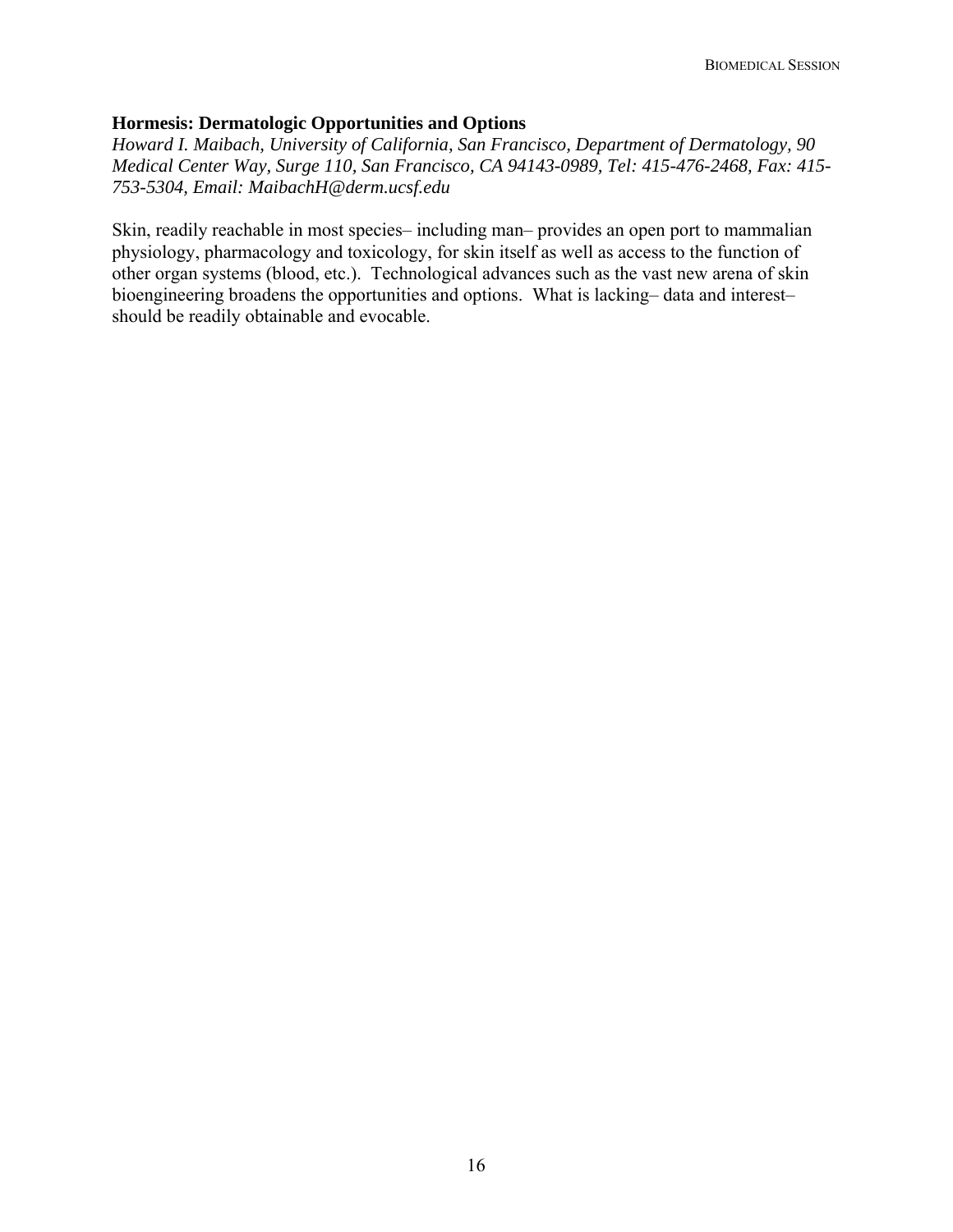**Hormesis: Dermatologic Opportunities and Options**

*Howard I. Maibach, University of California, San Francisco, Department of Dermatology, 90 Medical Center Way, Surge 110, San Francisco, CA 94143-0989, Tel: 415-476-2468, Fax: 415-753-5304, Email: MaibachH@derm.ucsf.edu*

Skin, readily reachable in most species– including man– provides an open port to mammalian physiology, pharmacology and toxicology, for skin itself as well as access to the function of other organ systems (blood, etc.). Technological advances such as the vast new arena of skin bioengineering broadens the opportunities and options. What is lacking– data and interest– should be readily obtainable and evocable.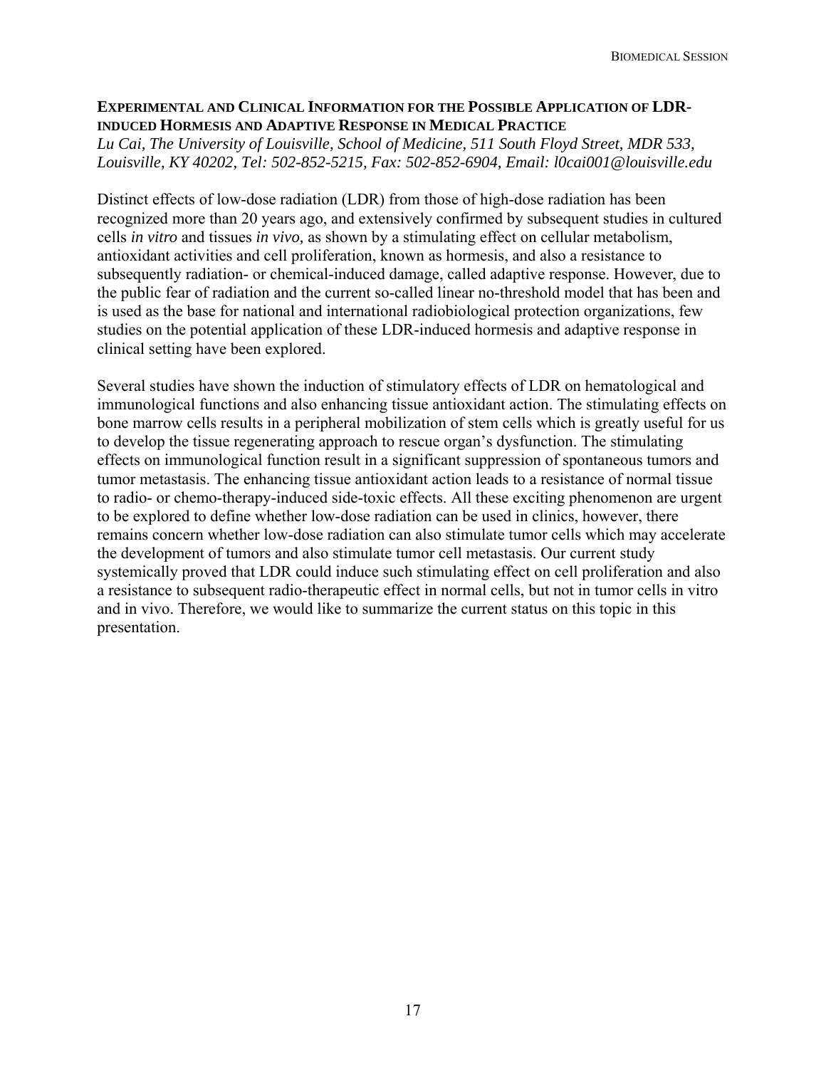## EXPERIMENTAL AND CLINICAL INFORMATION FOR THE POSSIBLE APPLICATION OF LDR-INDUCED HORMESIS AND ADAPTIVE RESPONSE IN MEDICAL PRACTICE

*Lu Cai, The University of Louisville, School of Medicine, 511 South Floyd Street, MDR 533, Louisville, KY 40202, Tel: 502-852-5215, Fax: 502-852-6904, Email: l0cai001@louisville.edu*

Distinct effects of low-dose radiation (LDR) from those of high-dose radiation has been recognized more than 20 years ago, and extensively confirmed by subsequent studies in cultured cells *in vitro* and tissues *in vivo,* as shown by a stimulating effect on cellular metabolism, antioxidant activities and cell proliferation, known as hormesis, and also a resistance to subsequently radiation- or chemical-induced damage, called adaptive response. However, due to the public fear of radiation and the current so-called linear no-threshold model that has been and is used as the base for national and international radiobiological protection organizations, few studies on the potential application of these LDR-induced hormesis and adaptive response in clinical setting have been explored.

Several studies have shown the induction of stimulatory effects of LDR on hematological and immunological functions and also enhancing tissue antioxidant action. The stimulating effects on bone marrow cells results in a peripheral mobilization of stem cells which is greatly useful for us to develop the tissue regenerating approach to rescue organ's dysfunction. The stimulating effects on immunological function result in a significant suppression of spontaneous tumors and tumor metastasis. The enhancing tissue antioxidant action leads to a resistance of normal tissue to radio- or chemo-therapy-induced side-toxic effects. All these exciting phenomenon are urgent to be explored to define whether low-dose radiation can be used in clinics, however, there remains concern whether low-dose radiation can also stimulate tumor cells which may accelerate the development of tumors and also stimulate tumor cell metastasis. Our current study systemically proved that LDR could induce such stimulating effect on cell proliferation and also a resistance to subsequent radio-therapeutic effect in normal cells, but not in tumor cells in vitro and in vivo. Therefore, we would like to summarize the current status on this topic in this presentation.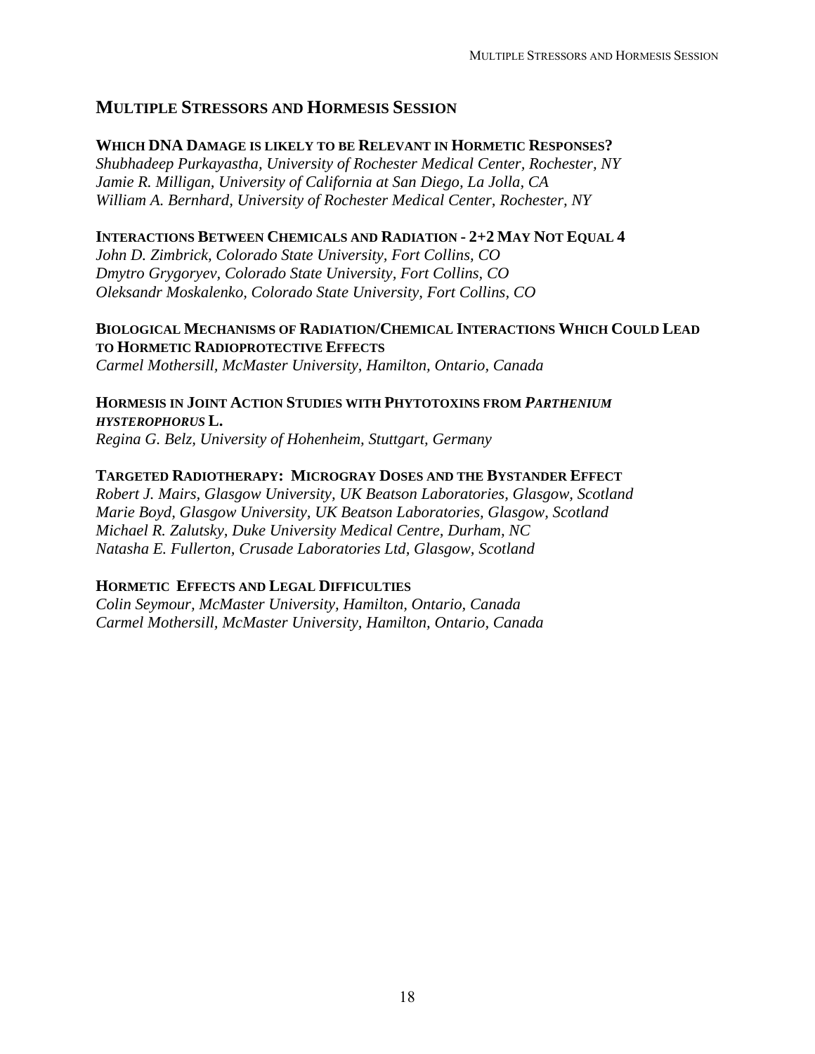## Multiple Stressors and Hormesis Session

### Which DNA Damage is likely to be Relevant in Hormetic Responses?

*Shubhadeep Purkayastha, University of Rochester Medical Center, Rochester, NY*
*Jamie R. Milligan, University of California at San Diego, La Jolla, CA*
*William A. Bernhard, University of Rochester Medical Center, Rochester, NY*

### Interactions Between Chemicals and Radiation - 2+2 May Not Equal 4

*John D. Zimbrick, Colorado State University, Fort Collins, CO*
*Dmytro Grygoryev, Colorado State University, Fort Collins, CO*
*Oleksandr Moskalenko, Colorado State University, Fort Collins, CO*

### Biological Mechanisms of Radiation/Chemical Interactions Which Could Lead to Hormetic Radioprotective Effects

*Carmel Mothersill, McMaster University, Hamilton, Ontario, Canada*

### Hormesis in Joint Action Studies with Phytotoxins from *Parthenium hysterophorus* L.

*Regina G. Belz, University of Hohenheim, Stuttgart, Germany*

### Targeted Radiotherapy: Microgray Doses and the Bystander Effect

*Robert J. Mairs, Glasgow University, UK Beatson Laboratories, Glasgow, Scotland*
*Marie Boyd, Glasgow University, UK Beatson Laboratories, Glasgow, Scotland*
*Michael R. Zalutsky, Duke University Medical Centre, Durham, NC*
*Natasha E. Fullerton, Crusade Laboratories Ltd, Glasgow, Scotland*

### Hormetic Effects and Legal Difficulties

*Colin Seymour, McMaster University, Hamilton, Ontario, Canada*
*Carmel Mothersill, McMaster University, Hamilton, Ontario, Canada*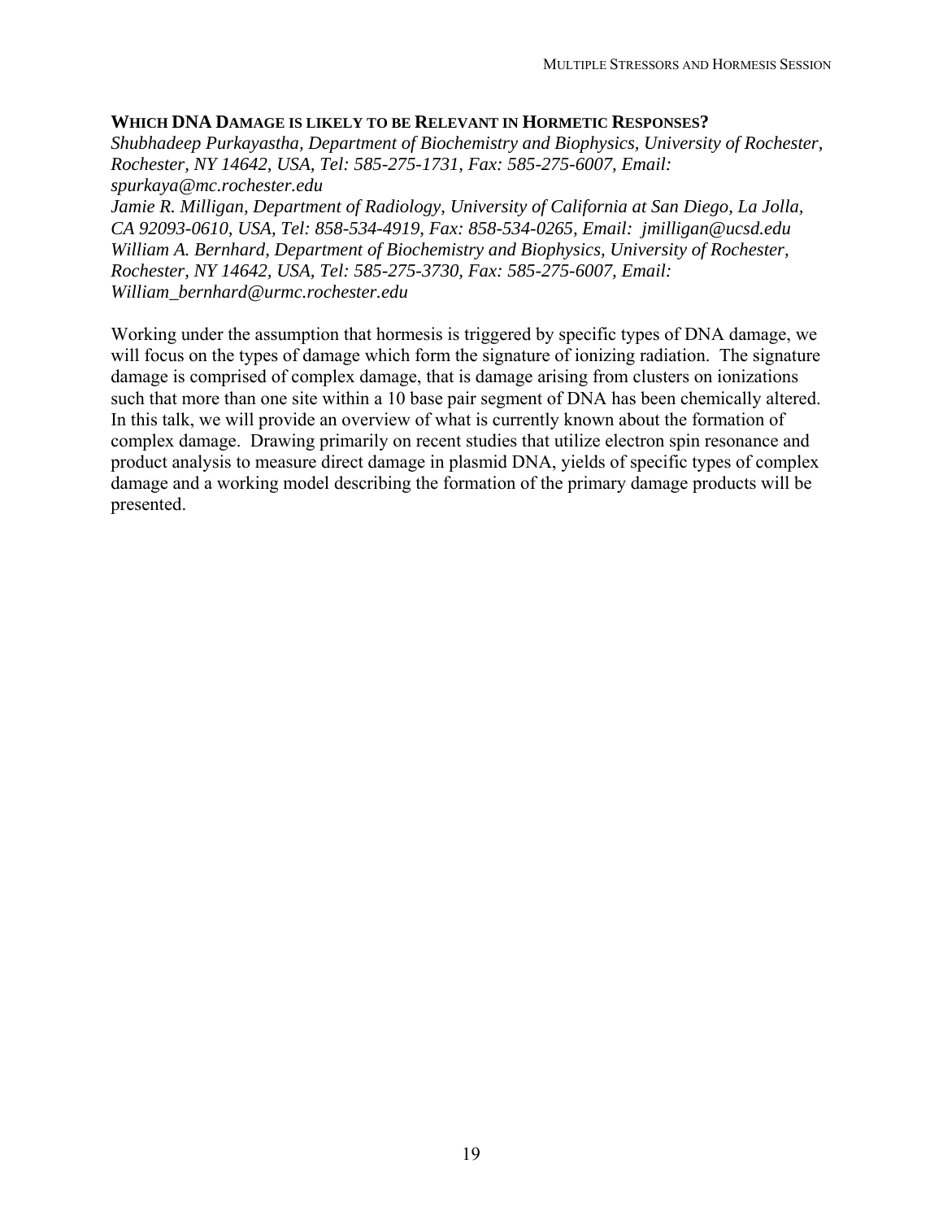### WHICH DNA DAMAGE IS LIKELY TO BE RELEVANT IN HORMETIC RESPONSES?

*Shubhadeep Purkayastha, Department of Biochemistry and Biophysics, University of Rochester, Rochester, NY 14642, USA, Tel: 585-275-1731, Fax: 585-275-6007, Email: spurkaya@mc.rochester.edu*
*Jamie R. Milligan, Department of Radiology, University of California at San Diego, La Jolla, CA 92093-0610, USA, Tel: 858-534-4919, Fax: 858-534-0265, Email: jmilligan@ucsd.edu*
*William A. Bernhard, Department of Biochemistry and Biophysics, University of Rochester, Rochester, NY 14642, USA, Tel: 585-275-3730, Fax: 585-275-6007, Email: William_bernhard@urmc.rochester.edu*

Working under the assumption that hormesis is triggered by specific types of DNA damage, we will focus on the types of damage which form the signature of ionizing radiation. The signature damage is comprised of complex damage, that is damage arising from clusters on ionizations such that more than one site within a 10 base pair segment of DNA has been chemically altered. In this talk, we will provide an overview of what is currently known about the formation of complex damage. Drawing primarily on recent studies that utilize electron spin resonance and product analysis to measure direct damage in plasmid DNA, yields of specific types of complex damage and a working model describing the formation of the primary damage products will be presented.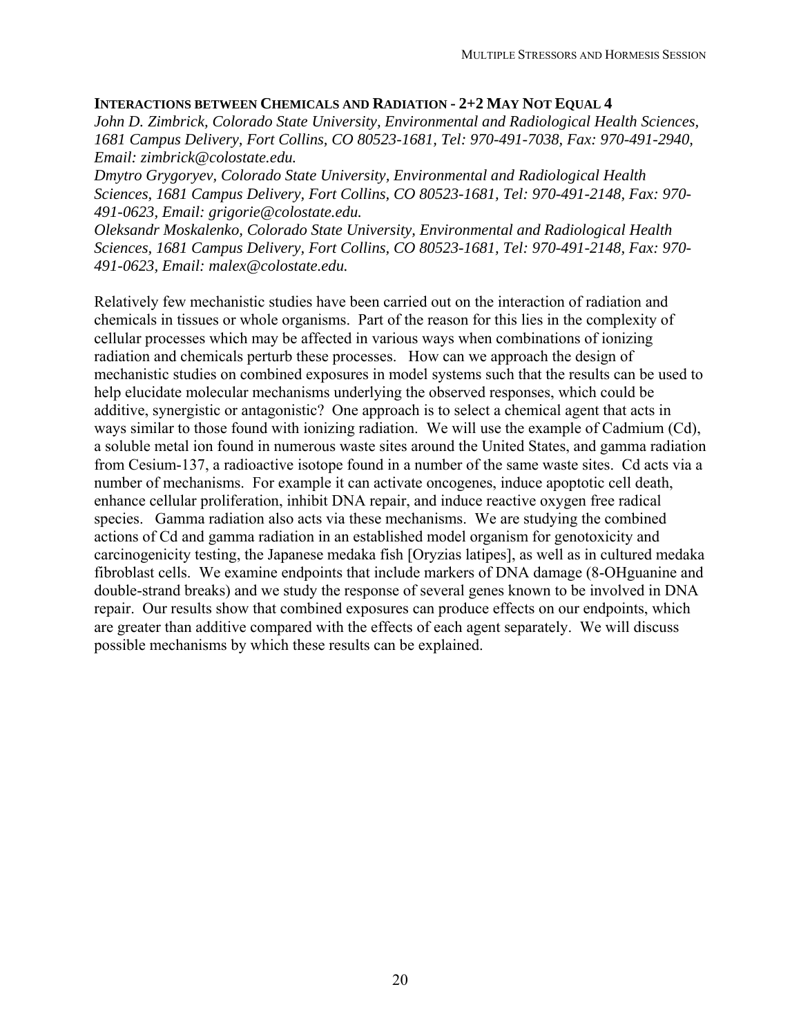## INTERACTIONS BETWEEN CHEMICALS AND RADIATION - 2+2 MAY NOT EQUAL 4

*John D. Zimbrick, Colorado State University, Environmental and Radiological Health Sciences, 1681 Campus Delivery, Fort Collins, CO 80523-1681, Tel: 970-491-7038, Fax: 970-491-2940, Email: zimbrick@colostate.edu.*

*Dmytro Grygoryev, Colorado State University, Environmental and Radiological Health Sciences, 1681 Campus Delivery, Fort Collins, CO 80523-1681, Tel: 970-491-2148, Fax: 970-491-0623, Email: grigorie@colostate.edu.*

*Oleksandr Moskalenko, Colorado State University, Environmental and Radiological Health Sciences, 1681 Campus Delivery, Fort Collins, CO 80523-1681, Tel: 970-491-2148, Fax: 970-491-0623, Email: malex@colostate.edu.*

Relatively few mechanistic studies have been carried out on the interaction of radiation and chemicals in tissues or whole organisms. Part of the reason for this lies in the complexity of cellular processes which may be affected in various ways when combinations of ionizing radiation and chemicals perturb these processes. How can we approach the design of mechanistic studies on combined exposures in model systems such that the results can be used to help elucidate molecular mechanisms underlying the observed responses, which could be additive, synergistic or antagonistic? One approach is to select a chemical agent that acts in ways similar to those found with ionizing radiation. We will use the example of Cadmium (Cd), a soluble metal ion found in numerous waste sites around the United States, and gamma radiation from Cesium-137, a radioactive isotope found in a number of the same waste sites. Cd acts via a number of mechanisms. For example it can activate oncogenes, induce apoptotic cell death, enhance cellular proliferation, inhibit DNA repair, and induce reactive oxygen free radical species. Gamma radiation also acts via these mechanisms. We are studying the combined actions of Cd and gamma radiation in an established model organism for genotoxicity and carcinogenicity testing, the Japanese medaka fish [Oryzias latipes], as well as in cultured medaka fibroblast cells. We examine endpoints that include markers of DNA damage (8-OHguanine and double-strand breaks) and we study the response of several genes known to be involved in DNA repair. Our results show that combined exposures can produce effects on our endpoints, which are greater than additive compared with the effects of each agent separately. We will discuss possible mechanisms by which these results can be explained.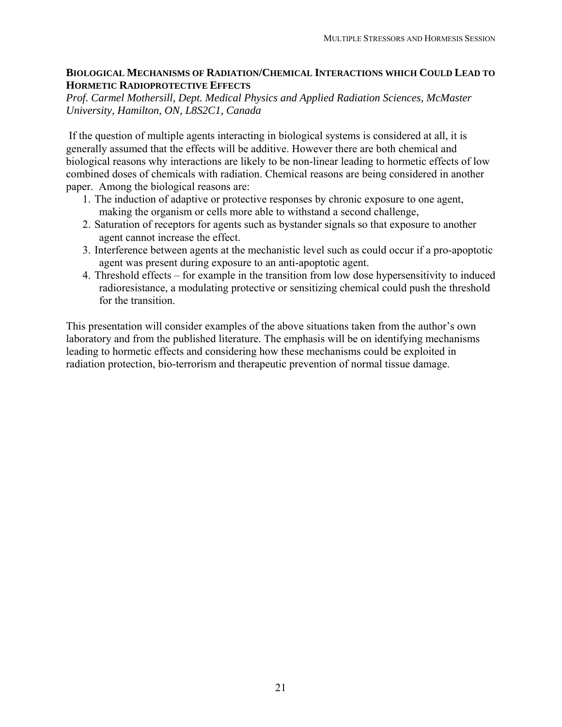## Biological Mechanisms of Radiation/Chemical Interactions which Could Lead to Hormetic Radioprotective Effects

*Prof. Carmel Mothersill, Dept. Medical Physics and Applied Radiation Sciences, McMaster University, Hamilton, ON, L8S2C1, Canada*

If the question of multiple agents interacting in biological systems is considered at all, it is generally assumed that the effects will be additive. However there are both chemical and biological reasons why interactions are likely to be non-linear leading to hormetic effects of low combined doses of chemicals with radiation. Chemical reasons are being considered in another paper. Among the biological reasons are:

1. The induction of adaptive or protective responses by chronic exposure to one agent, making the organism or cells more able to withstand a second challenge,
2. Saturation of receptors for agents such as bystander signals so that exposure to another agent cannot increase the effect.
3. Interference between agents at the mechanistic level such as could occur if a pro-apoptotic agent was present during exposure to an anti-apoptotic agent.
4. Threshold effects – for example in the transition from low dose hypersensitivity to induced radioresistance, a modulating protective or sensitizing chemical could push the threshold for the transition.

This presentation will consider examples of the above situations taken from the author's own laboratory and from the published literature. The emphasis will be on identifying mechanisms leading to hormetic effects and considering how these mechanisms could be exploited in radiation protection, bio-terrorism and therapeutic prevention of normal tissue damage.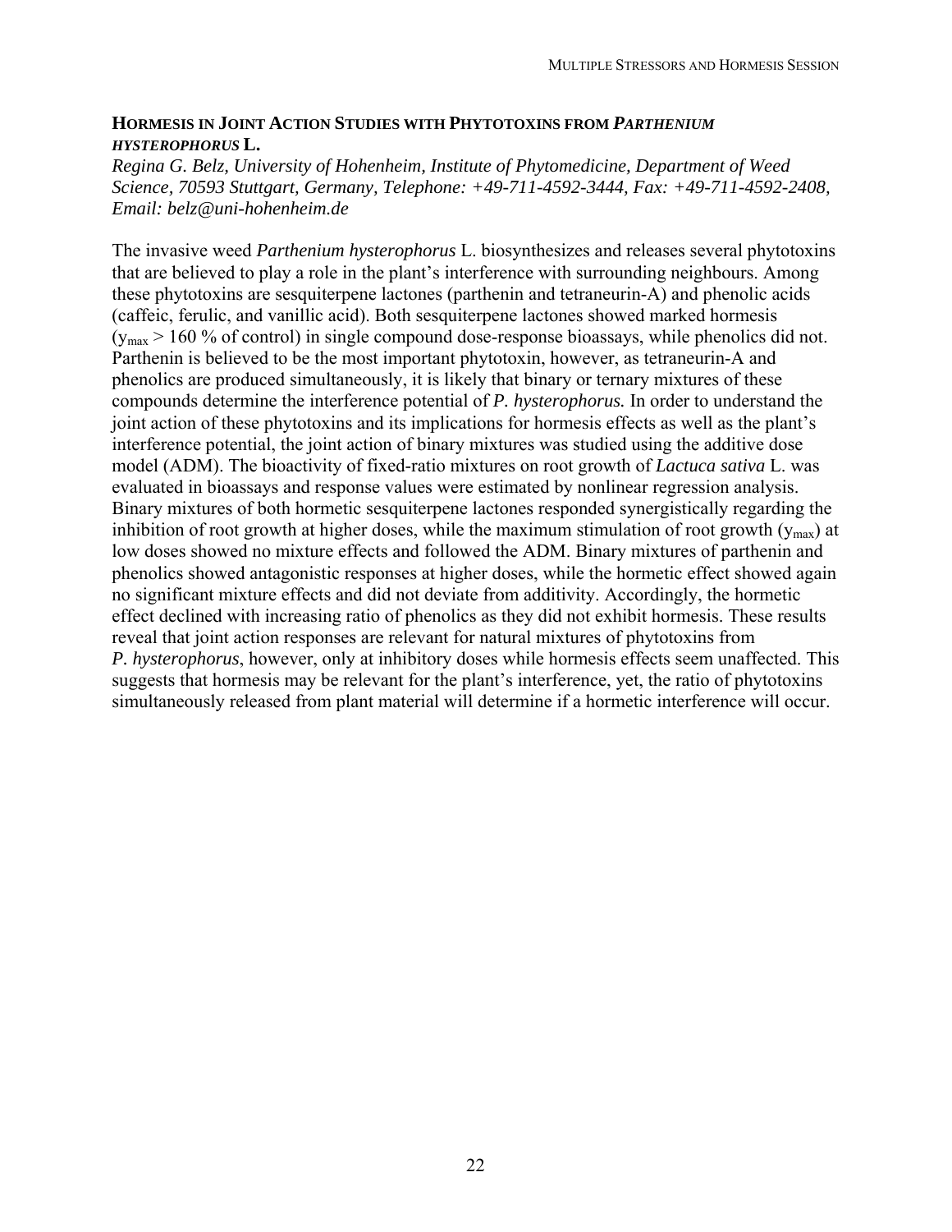## HORMESIS IN JOINT ACTION STUDIES WITH PHYTOTOXINS FROM *PARTHENIUM HYSTEROPHORUS* L.

*Regina G. Belz, University of Hohenheim, Institute of Phytomedicine, Department of Weed Science, 70593 Stuttgart, Germany, Telephone: +49-711-4592-3444, Fax: +49-711-4592-2408, Email: belz@uni-hohenheim.de*

The invasive weed *Parthenium hysterophorus* L. biosynthesizes and releases several phytotoxins that are believed to play a role in the plant's interference with surrounding neighbours. Among these phytotoxins are sesquiterpene lactones (parthenin and tetraneurin-A) and phenolic acids (caffeic, ferulic, and vanillic acid). Both sesquiterpene lactones showed marked hormesis ($y_{max}$ > 160 % of control) in single compound dose-response bioassays, while phenolics did not. Parthenin is believed to be the most important phytotoxin, however, as tetraneurin-A and phenolics are produced simultaneously, it is likely that binary or ternary mixtures of these compounds determine the interference potential of *P. hysterophorus.* In order to understand the joint action of these phytotoxins and its implications for hormesis effects as well as the plant's interference potential, the joint action of binary mixtures was studied using the additive dose model (ADM). The bioactivity of fixed-ratio mixtures on root growth of *Lactuca sativa* L. was evaluated in bioassays and response values were estimated by nonlinear regression analysis. Binary mixtures of both hormetic sesquiterpene lactones responded synergistically regarding the inhibition of root growth at higher doses, while the maximum stimulation of root growth ($y_{max}$) at low doses showed no mixture effects and followed the ADM. Binary mixtures of parthenin and phenolics showed antagonistic responses at higher doses, while the hormetic effect showed again no significant mixture effects and did not deviate from additivity. Accordingly, the hormetic effect declined with increasing ratio of phenolics as they did not exhibit hormesis. These results reveal that joint action responses are relevant for natural mixtures of phytotoxins from *P. hysterophorus*, however, only at inhibitory doses while hormesis effects seem unaffected. This suggests that hormesis may be relevant for the plant's interference, yet, the ratio of phytotoxins simultaneously released from plant material will determine if a hormetic interference will occur.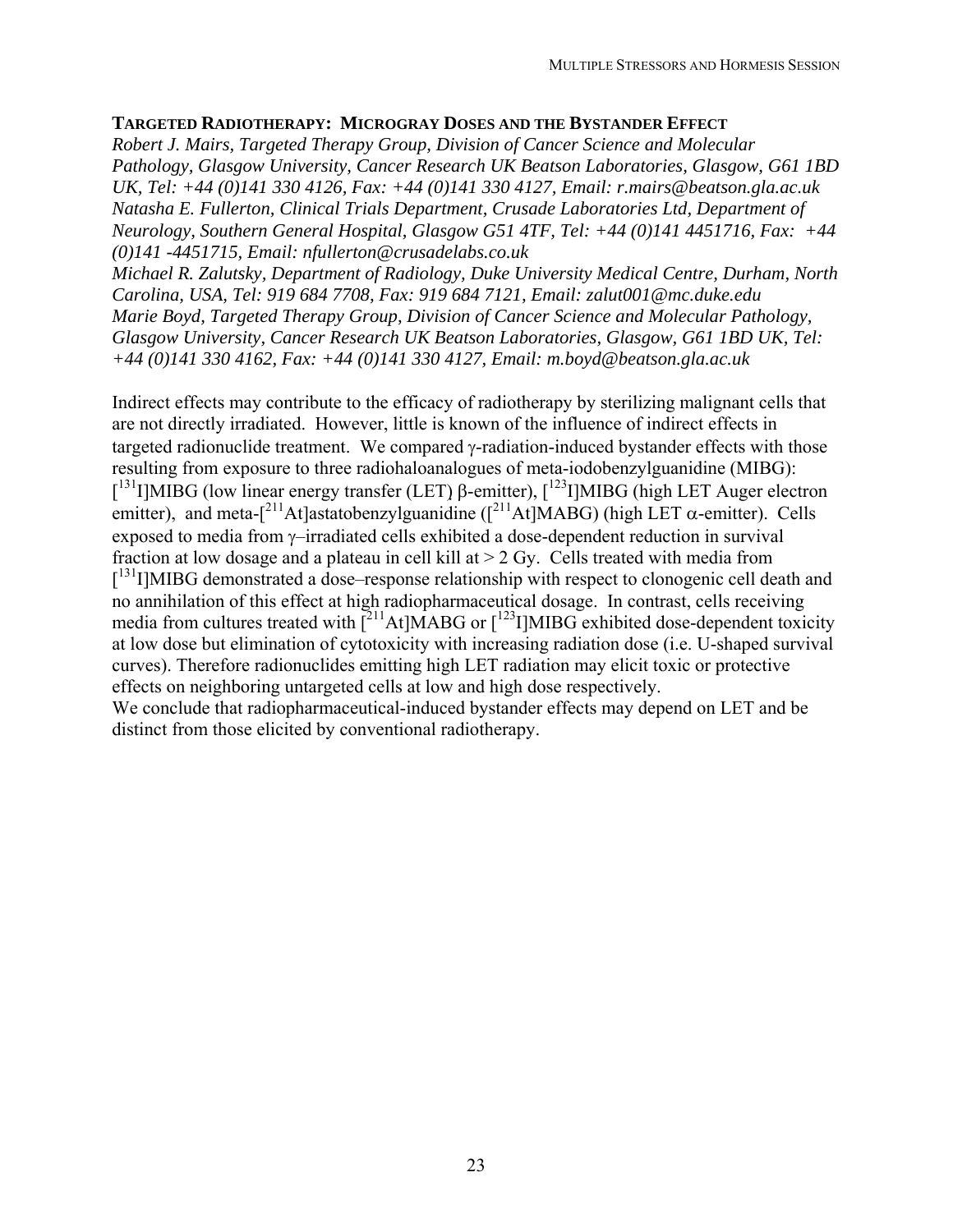## TARGETED RADIOTHERAPY: MICROGRAY DOSES AND THE BYSTANDER EFFECT

*Robert J. Mairs, Targeted Therapy Group, Division of Cancer Science and Molecular Pathology, Glasgow University, Cancer Research UK Beatson Laboratories, Glasgow, G61 1BD UK, Tel: +44 (0)141 330 4126, Fax: +44 (0)141 330 4127, Email: r.mairs@beatson.gla.ac.uk*
*Natasha E. Fullerton, Clinical Trials Department, Crusade Laboratories Ltd, Department of Neurology, Southern General Hospital, Glasgow G51 4TF, Tel: +44 (0)141 4451716, Fax: +44 (0)141 -4451715, Email: nfullerton@crusadelabs.co.uk*
*Michael R. Zalutsky, Department of Radiology, Duke University Medical Centre, Durham, North Carolina, USA, Tel: 919 684 7708, Fax: 919 684 7121, Email: zalut001@mc.duke.edu*
*Marie Boyd, Targeted Therapy Group, Division of Cancer Science and Molecular Pathology, Glasgow University, Cancer Research UK Beatson Laboratories, Glasgow, G61 1BD UK, Tel: +44 (0)141 330 4162, Fax: +44 (0)141 330 4127, Email: m.boyd@beatson.gla.ac.uk*

Indirect effects may contribute to the efficacy of radiotherapy by sterilizing malignant cells that are not directly irradiated. However, little is known of the influence of indirect effects in targeted radionuclide treatment. We compared γ-radiation-induced bystander effects with those resulting from exposure to three radiohaloanalogues of meta-iodobenzylguanidine (MIBG): [$^{131}$I]MIBG (low linear energy transfer (LET) β-emitter), [$^{123}$I]MIBG (high LET Auger electron emitter), and meta-[$^{211}$At]astatobenzylguanidine ([$^{211}$At]MABG) (high LET α-emitter). Cells exposed to media from γ–irradiated cells exhibited a dose-dependent reduction in survival fraction at low dosage and a plateau in cell kill at > 2 Gy. Cells treated with media from [$^{131}$I]MIBG demonstrated a dose–response relationship with respect to clonogenic cell death and no annihilation of this effect at high radiopharmaceutical dosage. In contrast, cells receiving media from cultures treated with [$^{211}$At]MABG or [$^{123}$I]MIBG exhibited dose-dependent toxicity at low dose but elimination of cytotoxicity with increasing radiation dose (i.e. U-shaped survival curves). Therefore radionuclides emitting high LET radiation may elicit toxic or protective effects on neighboring untargeted cells at low and high dose respectively.
We conclude that radiopharmaceutical-induced bystander effects may depend on LET and be distinct from those elicited by conventional radiotherapy.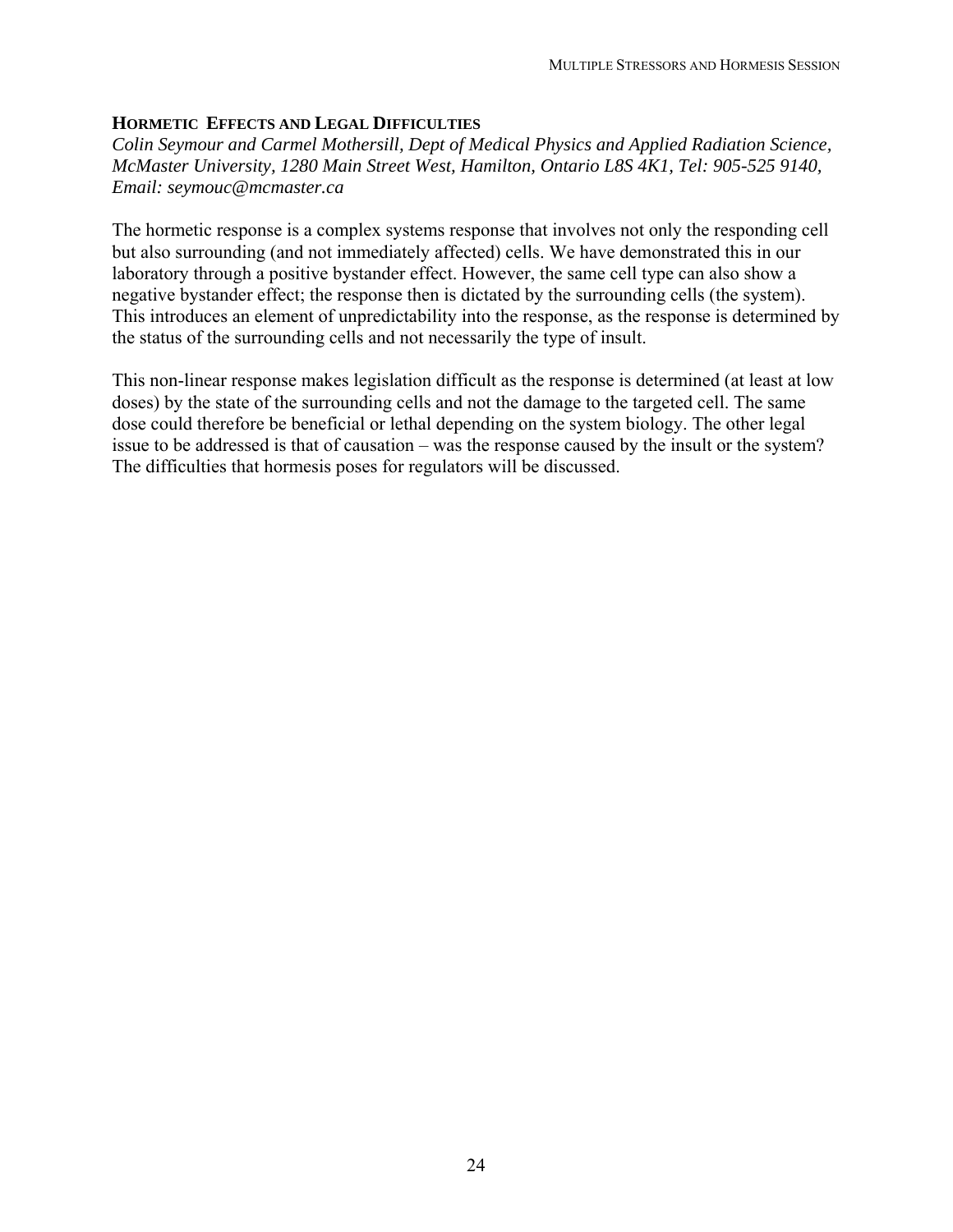## HORMETIC EFFECTS AND LEGAL DIFFICULTIES

*Colin Seymour and Carmel Mothersill, Dept of Medical Physics and Applied Radiation Science, McMaster University, 1280 Main Street West, Hamilton, Ontario L8S 4K1, Tel: 905-525 9140, Email: seymouc@mcmaster.ca*

The hormetic response is a complex systems response that involves not only the responding cell but also surrounding (and not immediately affected) cells. We have demonstrated this in our laboratory through a positive bystander effect. However, the same cell type can also show a negative bystander effect; the response then is dictated by the surrounding cells (the system). This introduces an element of unpredictability into the response, as the response is determined by the status of the surrounding cells and not necessarily the type of insult.

This non-linear response makes legislation difficult as the response is determined (at least at low doses) by the state of the surrounding cells and not the damage to the targeted cell. The same dose could therefore be beneficial or lethal depending on the system biology. The other legal issue to be addressed is that of causation – was the response caused by the insult or the system? The difficulties that hormesis poses for regulators will be discussed.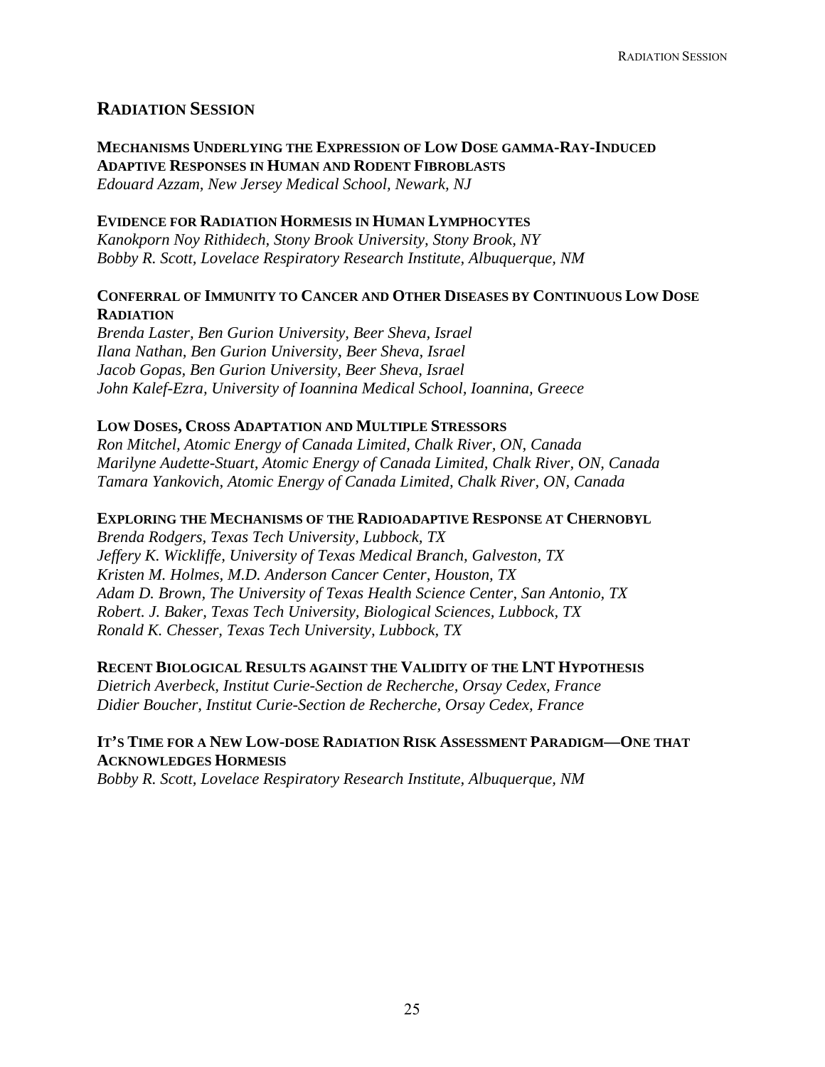## RADIATION SESSION

### MECHANISMS UNDERLYING THE EXPRESSION OF LOW DOSE GAMMA-RAY-INDUCED ADAPTIVE RESPONSES IN HUMAN AND RODENT FIBROBLASTS

*Edouard Azzam, New Jersey Medical School, Newark, NJ*

### EVIDENCE FOR RADIATION HORMESIS IN HUMAN LYMPHOCYTES

*Kanokporn Noy Rithidech, Stony Brook University, Stony Brook, NY*
*Bobby R. Scott, Lovelace Respiratory Research Institute, Albuquerque, NM*

### CONFERRAL OF IMMUNITY TO CANCER AND OTHER DISEASES BY CONTINUOUS LOW DOSE RADIATION

*Brenda Laster, Ben Gurion University, Beer Sheva, Israel*
*Ilana Nathan, Ben Gurion University, Beer Sheva, Israel*
*Jacob Gopas, Ben Gurion University, Beer Sheva, Israel*
*John Kalef-Ezra, University of Ioannina Medical School, Ioannina, Greece*

### LOW DOSES, CROSS ADAPTATION AND MULTIPLE STRESSORS

*Ron Mitchel, Atomic Energy of Canada Limited, Chalk River, ON, Canada*
*Marilyne Audette-Stuart, Atomic Energy of Canada Limited, Chalk River, ON, Canada*
*Tamara Yankovich, Atomic Energy of Canada Limited, Chalk River, ON, Canada*

### EXPLORING THE MECHANISMS OF THE RADIOADAPTIVE RESPONSE AT CHERNOBYL

*Brenda Rodgers, Texas Tech University, Lubbock, TX*
*Jeffery K. Wickliffe, University of Texas Medical Branch, Galveston, TX*
*Kristen M. Holmes, M.D. Anderson Cancer Center, Houston, TX*
*Adam D. Brown, The University of Texas Health Science Center, San Antonio, TX*
*Robert. J. Baker, Texas Tech University, Biological Sciences, Lubbock, TX*
*Ronald K. Chesser, Texas Tech University, Lubbock, TX*

### RECENT BIOLOGICAL RESULTS AGAINST THE VALIDITY OF THE LNT HYPOTHESIS

*Dietrich Averbeck, Institut Curie-Section de Recherche, Orsay Cedex, France*
*Didier Boucher, Institut Curie-Section de Recherche, Orsay Cedex, France*

### IT'S TIME FOR A NEW LOW-DOSE RADIATION RISK ASSESSMENT PARADIGM—ONE THAT ACKNOWLEDGES HORMESIS

*Bobby R. Scott, Lovelace Respiratory Research Institute, Albuquerque, NM*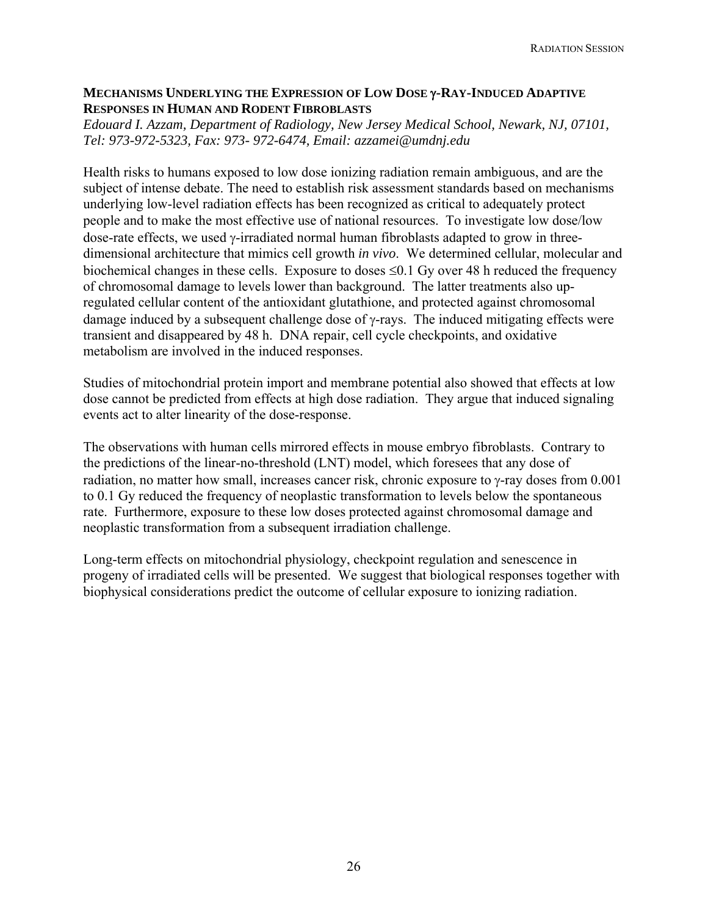## MECHANISMS UNDERLYING THE EXPRESSION OF LOW DOSE γ-RAY-INDUCED ADAPTIVE RESPONSES IN HUMAN AND RODENT FIBROBLASTS

*Edouard I. Azzam, Department of Radiology, New Jersey Medical School, Newark, NJ, 07101, Tel: 973-972-5323, Fax: 973- 972-6474, Email: azzamei@umdnj.edu*

Health risks to humans exposed to low dose ionizing radiation remain ambiguous, and are the subject of intense debate. The need to establish risk assessment standards based on mechanisms underlying low-level radiation effects has been recognized as critical to adequately protect people and to make the most effective use of national resources. To investigate low dose/low dose-rate effects, we used γ-irradiated normal human fibroblasts adapted to grow in three-dimensional architecture that mimics cell growth *in vivo*. We determined cellular, molecular and biochemical changes in these cells. Exposure to doses $\leq$0.1 Gy over 48 h reduced the frequency of chromosomal damage to levels lower than background. The latter treatments also up-regulated cellular content of the antioxidant glutathione, and protected against chromosomal damage induced by a subsequent challenge dose of γ-rays. The induced mitigating effects were transient and disappeared by 48 h. DNA repair, cell cycle checkpoints, and oxidative metabolism are involved in the induced responses.

Studies of mitochondrial protein import and membrane potential also showed that effects at low dose cannot be predicted from effects at high dose radiation. They argue that induced signaling events act to alter linearity of the dose-response.

The observations with human cells mirrored effects in mouse embryo fibroblasts. Contrary to the predictions of the linear-no-threshold (LNT) model, which foresees that any dose of radiation, no matter how small, increases cancer risk, chronic exposure to γ-ray doses from 0.001 to 0.1 Gy reduced the frequency of neoplastic transformation to levels below the spontaneous rate. Furthermore, exposure to these low doses protected against chromosomal damage and neoplastic transformation from a subsequent irradiation challenge.

Long-term effects on mitochondrial physiology, checkpoint regulation and senescence in progeny of irradiated cells will be presented. We suggest that biological responses together with biophysical considerations predict the outcome of cellular exposure to ionizing radiation.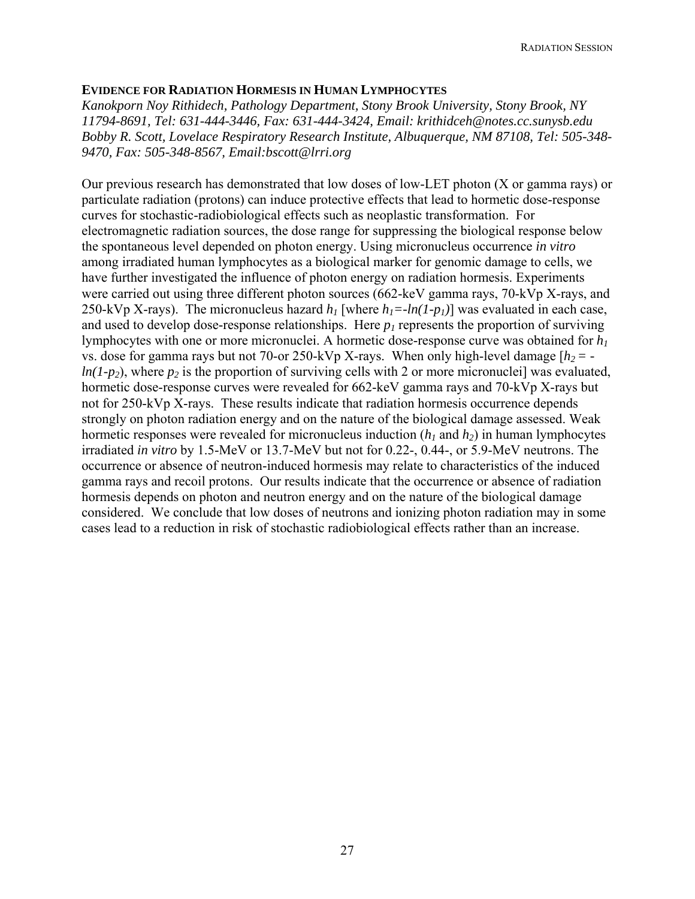## EVIDENCE FOR RADIATION HORMESIS IN HUMAN LYMPHOCYTES

*Kanokporn Noy Rithidech, Pathology Department, Stony Brook University, Stony Brook, NY 11794-8691, Tel: 631-444-3446, Fax: 631-444-3424, Email: krithidceh@notes.cc.sunysb.edu*
*Bobby R. Scott, Lovelace Respiratory Research Institute, Albuquerque, NM 87108, Tel: 505-348-9470, Fax: 505-348-8567, Email:bscott@lrri.org*

Our previous research has demonstrated that low doses of low-LET photon (X or gamma rays) or particulate radiation (protons) can induce protective effects that lead to hormetic dose-response curves for stochastic-radiobiological effects such as neoplastic transformation. For electromagnetic radiation sources, the dose range for suppressing the biological response below the spontaneous level depended on photon energy. Using micronucleus occurrence *in vitro* among irradiated human lymphocytes as a biological marker for genomic damage to cells, we have further investigated the influence of photon energy on radiation hormesis. Experiments were carried out using three different photon sources (662-keV gamma rays, 70-kVp X-rays, and 250-kVp X-rays). The micronucleus hazard $h_1$ [where $h_1 = -ln(1-p_1)$] was evaluated in each case, and used to develop dose-response relationships. Here $p_1$ represents the proportion of surviving lymphocytes with one or more micronuclei. A hormetic dose-response curve was obtained for $h_1$ vs. dose for gamma rays but not 70-or 250-kVp X-rays. When only high-level damage [$h_2 = -ln(1-p_2)$, where $p_2$ is the proportion of surviving cells with 2 or more micronuclei] was evaluated, hormetic dose-response curves were revealed for 662-keV gamma rays and 70-kVp X-rays but not for 250-kVp X-rays. These results indicate that radiation hormesis occurrence depends strongly on photon radiation energy and on the nature of the biological damage assessed. Weak hormetic responses were revealed for micronucleus induction ($h_1$ and $h_2$) in human lymphocytes irradiated *in vitro* by 1.5-MeV or 13.7-MeV but not for 0.22-, 0.44-, or 5.9-MeV neutrons. The occurrence or absence of neutron-induced hormesis may relate to characteristics of the induced gamma rays and recoil protons. Our results indicate that the occurrence or absence of radiation hormesis depends on photon and neutron energy and on the nature of the biological damage considered. We conclude that low doses of neutrons and ionizing photon radiation may in some cases lead to a reduction in risk of stochastic radiobiological effects rather than an increase.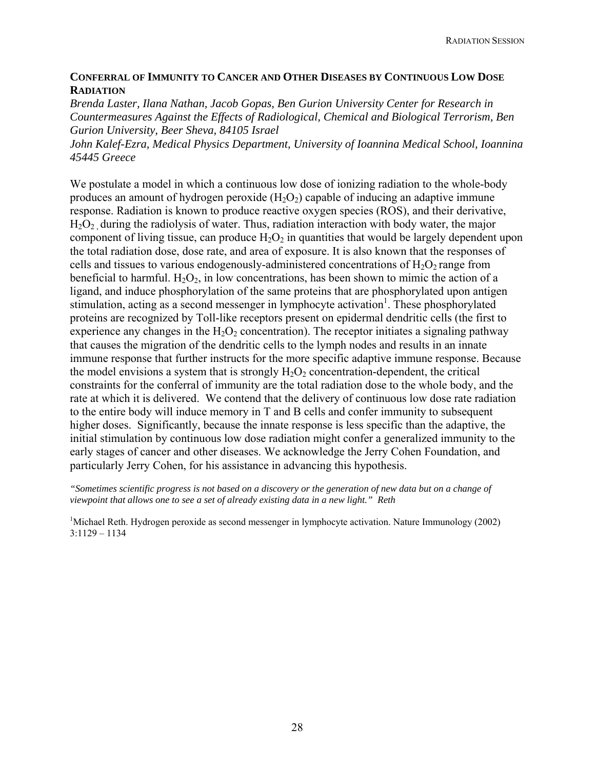## Conferral of Immunity to Cancer and Other Diseases by Continuous Low Dose Radiation

*Brenda Laster, Ilana Nathan, Jacob Gopas, Ben Gurion University Center for Research in Countermeasures Against the Effects of Radiological, Chemical and Biological Terrorism, Ben Gurion University, Beer Sheva, 84105 Israel*

*John Kalef-Ezra, Medical Physics Department, University of Ioannina Medical School, Ioannina 45445 Greece*

We postulate a model in which a continuous low dose of ionizing radiation to the whole-body produces an amount of hydrogen peroxide ($H_2O_2$) capable of inducing an adaptive immune response. Radiation is known to produce reactive oxygen species (ROS), and their derivative, $H_2O_2$ , during the radiolysis of water. Thus, radiation interaction with body water, the major component of living tissue, can produce $H_2O_2$ in quantities that would be largely dependent upon the total radiation dose, dose rate, and area of exposure. It is also known that the responses of cells and tissues to various endogenously-administered concentrations of $H_2O_2$ range from beneficial to harmful. $H_2O_2$, in low concentrations, has been shown to mimic the action of a ligand, and induce phosphorylation of the same proteins that are phosphorylated upon antigen stimulation, acting as a second messenger in lymphocyte activation[1]. These phosphorylated proteins are recognized by Toll-like receptors present on epidermal dendritic cells (the first to experience any changes in the $H_2O_2$ concentration). The receptor initiates a signaling pathway that causes the migration of the dendritic cells to the lymph nodes and results in an innate immune response that further instructs for the more specific adaptive immune response. Because the model envisions a system that is strongly $H_2O_2$ concentration-dependent, the critical constraints for the conferral of immunity are the total radiation dose to the whole body, and the rate at which it is delivered. We contend that the delivery of continuous low dose rate radiation to the entire body will induce memory in T and B cells and confer immunity to subsequent higher doses. Significantly, because the innate response is less specific than the adaptive, the initial stimulation by continuous low dose radiation might confer a generalized immunity to the early stages of cancer and other diseases. We acknowledge the Jerry Cohen Foundation, and particularly Jerry Cohen, for his assistance in advancing this hypothesis.

*"Sometimes scientific progress is not based on a discovery or the generation of new data but on a change of viewpoint that allows one to see a set of already existing data in a new light." Reth*

[1]Michael Reth. Hydrogen peroxide as second messenger in lymphocyte activation. Nature Immunology (2002) 3:1129 – 1134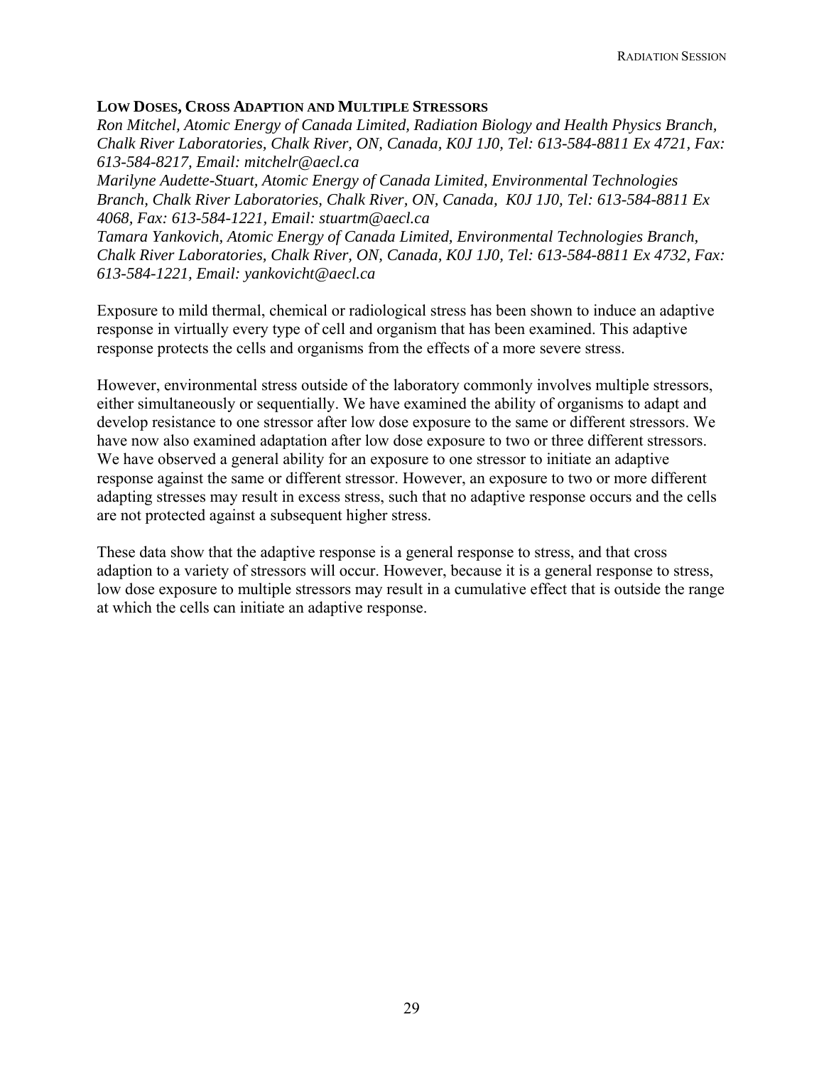**LOW DOSES, CROSS ADAPTION AND MULTIPLE STRESSORS**

*Ron Mitchel, Atomic Energy of Canada Limited, Radiation Biology and Health Physics Branch, Chalk River Laboratories, Chalk River, ON, Canada, K0J 1J0, Tel: 613-584-8811 Ex 4721, Fax: 613-584-8217, Email: mitchelr@aecl.ca*

*Marilyne Audette-Stuart, Atomic Energy of Canada Limited, Environmental Technologies Branch, Chalk River Laboratories, Chalk River, ON, Canada, K0J 1J0, Tel: 613-584-8811 Ex 4068, Fax: 613-584-1221, Email: stuartm@aecl.ca*

*Tamara Yankovich, Atomic Energy of Canada Limited, Environmental Technologies Branch, Chalk River Laboratories, Chalk River, ON, Canada, K0J 1J0, Tel: 613-584-8811 Ex 4732, Fax: 613-584-1221, Email: yankovicht@aecl.ca*

Exposure to mild thermal, chemical or radiological stress has been shown to induce an adaptive response in virtually every type of cell and organism that has been examined. This adaptive response protects the cells and organisms from the effects of a more severe stress.

However, environmental stress outside of the laboratory commonly involves multiple stressors, either simultaneously or sequentially. We have examined the ability of organisms to adapt and develop resistance to one stressor after low dose exposure to the same or different stressors. We have now also examined adaptation after low dose exposure to two or three different stressors. We have observed a general ability for an exposure to one stressor to initiate an adaptive response against the same or different stressor. However, an exposure to two or more different adapting stresses may result in excess stress, such that no adaptive response occurs and the cells are not protected against a subsequent higher stress.

These data show that the adaptive response is a general response to stress, and that cross adaption to a variety of stressors will occur. However, because it is a general response to stress, low dose exposure to multiple stressors may result in a cumulative effect that is outside the range at which the cells can initiate an adaptive response.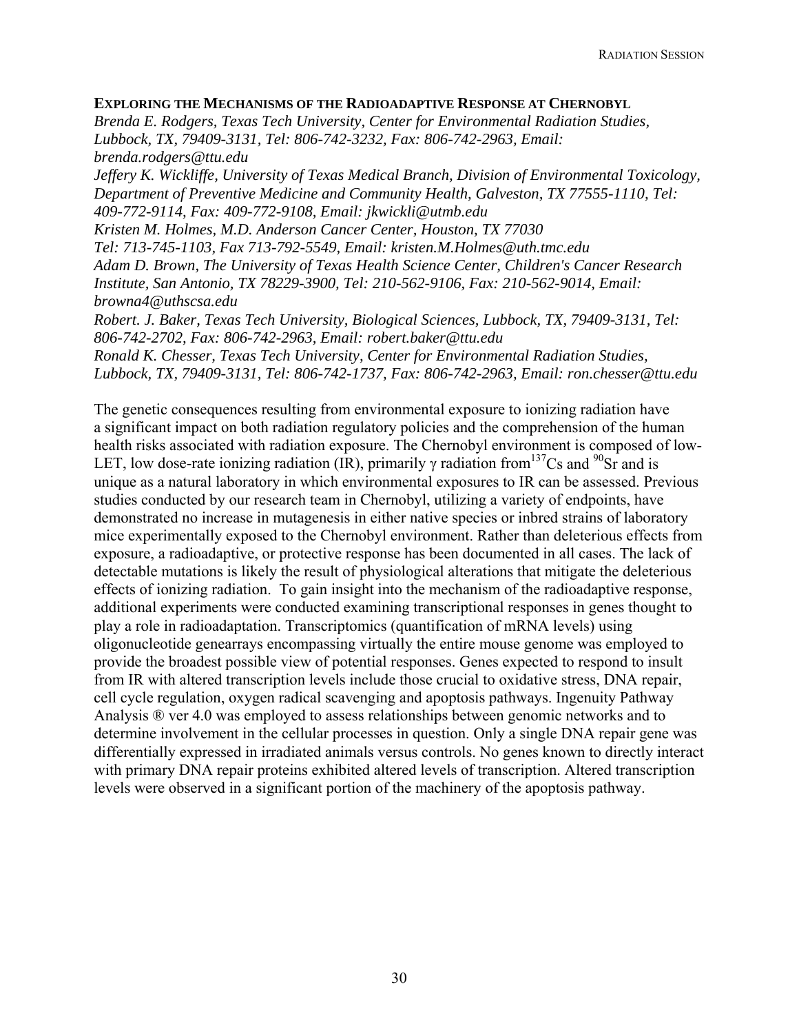### EXPLORING THE MECHANISMS OF THE RADIOADAPTIVE RESPONSE AT CHERNOBYL

*Brenda E. Rodgers, Texas Tech University, Center for Environmental Radiation Studies, Lubbock, TX, 79409-3131, Tel: 806-742-3232, Fax: 806-742-2963, Email: brenda.rodgers@ttu.edu*

*Jeffery K. Wickliffe, University of Texas Medical Branch, Division of Environmental Toxicology, Department of Preventive Medicine and Community Health, Galveston, TX 77555-1110, Tel: 409-772-9114, Fax: 409-772-9108, Email: jkwickli@utmb.edu*

*Kristen M. Holmes, M.D. Anderson Cancer Center, Houston, TX 77030 Tel: 713-745-1103, Fax 713-792-5549, Email: kristen.M.Holmes@uth.tmc.edu*

*Adam D. Brown, The University of Texas Health Science Center, Children's Cancer Research Institute, San Antonio, TX 78229-3900, Tel: 210-562-9106, Fax: 210-562-9014, Email: browna4@uthscsa.edu*

*Robert. J. Baker, Texas Tech University, Biological Sciences, Lubbock, TX, 79409-3131, Tel: 806-742-2702, Fax: 806-742-2963, Email: robert.baker@ttu.edu*

*Ronald K. Chesser, Texas Tech University, Center for Environmental Radiation Studies, Lubbock, TX, 79409-3131, Tel: 806-742-1737, Fax: 806-742-2963, Email: ron.chesser@ttu.edu*

The genetic consequences resulting from environmental exposure to ionizing radiation have a significant impact on both radiation regulatory policies and the comprehension of the human health risks associated with radiation exposure. The Chernobyl environment is composed of low-LET, low dose-rate ionizing radiation (IR), primarily $\gamma$ radiation from $^{137}Cs$ and $^{90}Sr$ and is unique as a natural laboratory in which environmental exposures to IR can be assessed. Previous studies conducted by our research team in Chernobyl, utilizing a variety of endpoints, have demonstrated no increase in mutagenesis in either native species or inbred strains of laboratory mice experimentally exposed to the Chernobyl environment. Rather than deleterious effects from exposure, a radioadaptive, or protective response has been documented in all cases. The lack of detectable mutations is likely the result of physiological alterations that mitigate the deleterious effects of ionizing radiation. To gain insight into the mechanism of the radioadaptive response, additional experiments were conducted examining transcriptional responses in genes thought to play a role in radioadaptation. Transcriptomics (quantification of mRNA levels) using oligonucleotide genearrays encompassing virtually the entire mouse genome was employed to provide the broadest possible view of potential responses. Genes expected to respond to insult from IR with altered transcription levels include those crucial to oxidative stress, DNA repair, cell cycle regulation, oxygen radical scavenging and apoptosis pathways. Ingenuity Pathway Analysis ® ver 4.0 was employed to assess relationships between genomic networks and to determine involvement in the cellular processes in question. Only a single DNA repair gene was differentially expressed in irradiated animals versus controls. No genes known to directly interact with primary DNA repair proteins exhibited altered levels of transcription. Altered transcription levels were observed in a significant portion of the machinery of the apoptosis pathway.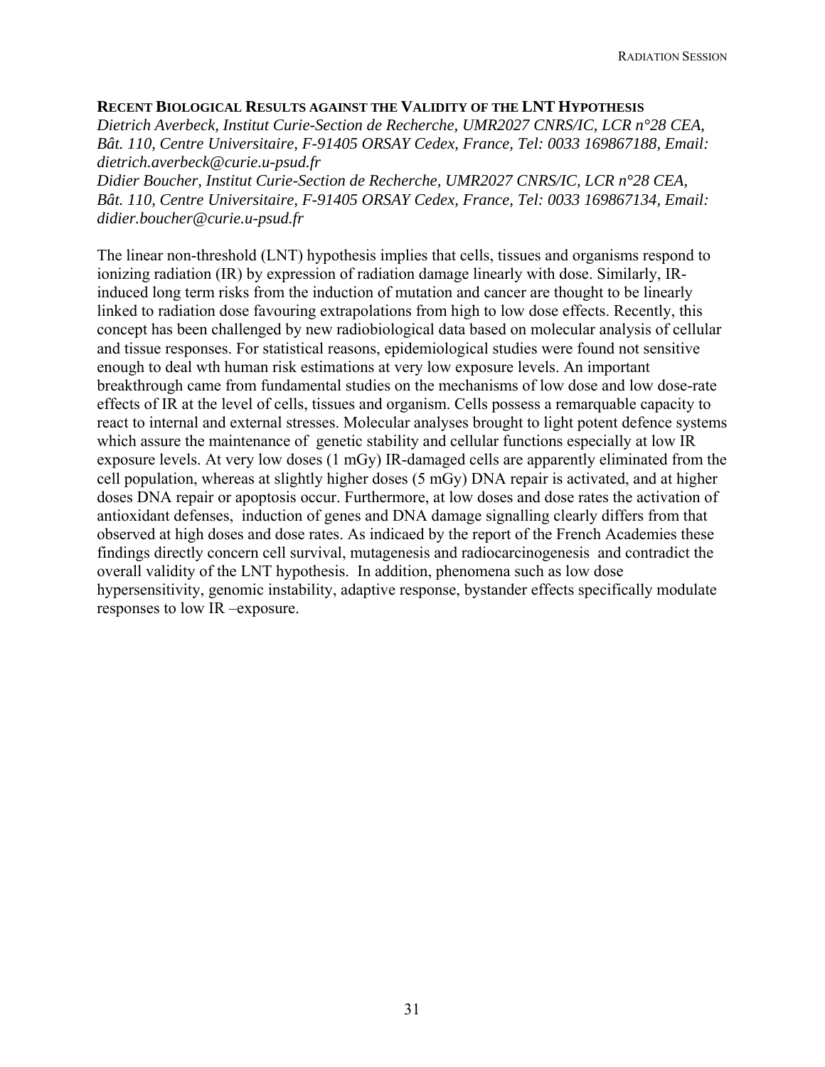### RECENT BIOLOGICAL RESULTS AGAINST THE VALIDITY OF THE LNT HYPOTHESIS

*Dietrich Averbeck, Institut Curie-Section de Recherche, UMR2027 CNRS/IC, LCR n°28 CEA, Bât. 110, Centre Universitaire, F-91405 ORSAY Cedex, France, Tel: 0033 169867188, Email: dietrich.averbeck@curie.u-psud.fr*

*Didier Boucher, Institut Curie-Section de Recherche, UMR2027 CNRS/IC, LCR n°28 CEA, Bât. 110, Centre Universitaire, F-91405 ORSAY Cedex, France, Tel: 0033 169867134, Email: didier.boucher@curie.u-psud.fr*

The linear non-threshold (LNT) hypothesis implies that cells, tissues and organisms respond to ionizing radiation (IR) by expression of radiation damage linearly with dose. Similarly, IR-induced long term risks from the induction of mutation and cancer are thought to be linearly linked to radiation dose favouring extrapolations from high to low dose effects. Recently, this concept has been challenged by new radiobiological data based on molecular analysis of cellular and tissue responses. For statistical reasons, epidemiological studies were found not sensitive enough to deal wth human risk estimations at very low exposure levels. An important breakthrough came from fundamental studies on the mechanisms of low dose and low dose-rate effects of IR at the level of cells, tissues and organism. Cells possess a remarquable capacity to react to internal and external stresses. Molecular analyses brought to light potent defence systems which assure the maintenance of genetic stability and cellular functions especially at low IR exposure levels. At very low doses (1 mGy) IR-damaged cells are apparently eliminated from the cell population, whereas at slightly higher doses (5 mGy) DNA repair is activated, and at higher doses DNA repair or apoptosis occur. Furthermore, at low doses and dose rates the activation of antioxidant defenses, induction of genes and DNA damage signalling clearly differs from that observed at high doses and dose rates. As indicaed by the report of the French Academies these findings directly concern cell survival, mutagenesis and radiocarcinogenesis and contradict the overall validity of the LNT hypothesis. In addition, phenomena such as low dose hypersensitivity, genomic instability, adaptive response, bystander effects specifically modulate responses to low IR –exposure.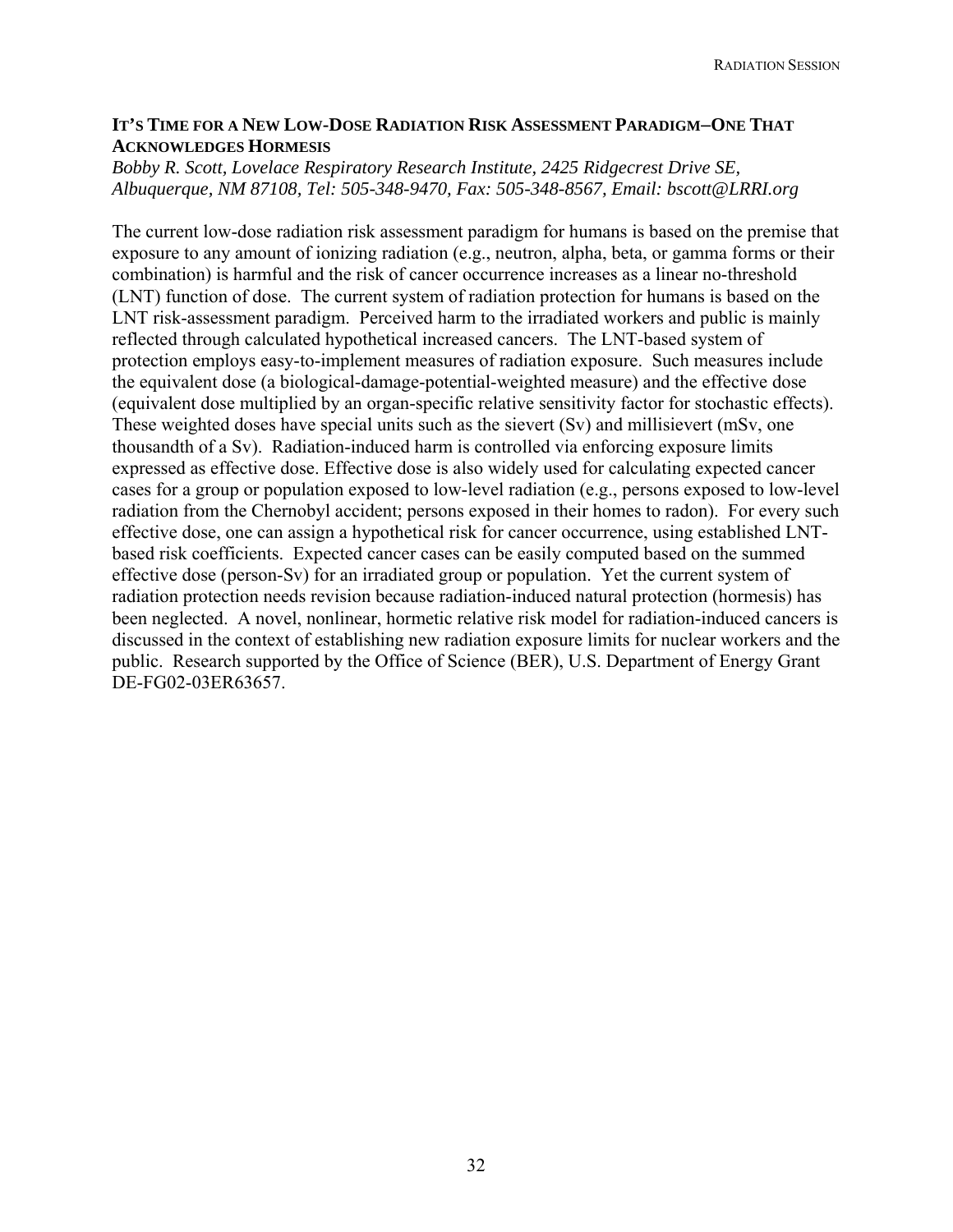## IT'S TIME FOR A NEW LOW-DOSE RADIATION RISK ASSESSMENT PARADIGM–ONE THAT ACKNOWLEDGES HORMESIS

*Bobby R. Scott, Lovelace Respiratory Research Institute, 2425 Ridgecrest Drive SE, Albuquerque, NM 87108, Tel: 505-348-9470, Fax: 505-348-8567, Email: bscott@LRRI.org*

The current low-dose radiation risk assessment paradigm for humans is based on the premise that exposure to any amount of ionizing radiation (e.g., neutron, alpha, beta, or gamma forms or their combination) is harmful and the risk of cancer occurrence increases as a linear no-threshold (LNT) function of dose. The current system of radiation protection for humans is based on the LNT risk-assessment paradigm. Perceived harm to the irradiated workers and public is mainly reflected through calculated hypothetical increased cancers. The LNT-based system of protection employs easy-to-implement measures of radiation exposure. Such measures include the equivalent dose (a biological-damage-potential-weighted measure) and the effective dose (equivalent dose multiplied by an organ-specific relative sensitivity factor for stochastic effects). These weighted doses have special units such as the sievert (Sv) and millisievert (mSv, one thousandth of a Sv). Radiation-induced harm is controlled via enforcing exposure limits expressed as effective dose. Effective dose is also widely used for calculating expected cancer cases for a group or population exposed to low-level radiation (e.g., persons exposed to low-level radiation from the Chernobyl accident; persons exposed in their homes to radon). For every such effective dose, one can assign a hypothetical risk for cancer occurrence, using established LNT-based risk coefficients. Expected cancer cases can be easily computed based on the summed effective dose (person-Sv) for an irradiated group or population. Yet the current system of radiation protection needs revision because radiation-induced natural protection (hormesis) has been neglected. A novel, nonlinear, hormetic relative risk model for radiation-induced cancers is discussed in the context of establishing new radiation exposure limits for nuclear workers and the public. Research supported by the Office of Science (BER), U.S. Department of Energy Grant DE-FG02-03ER63657.